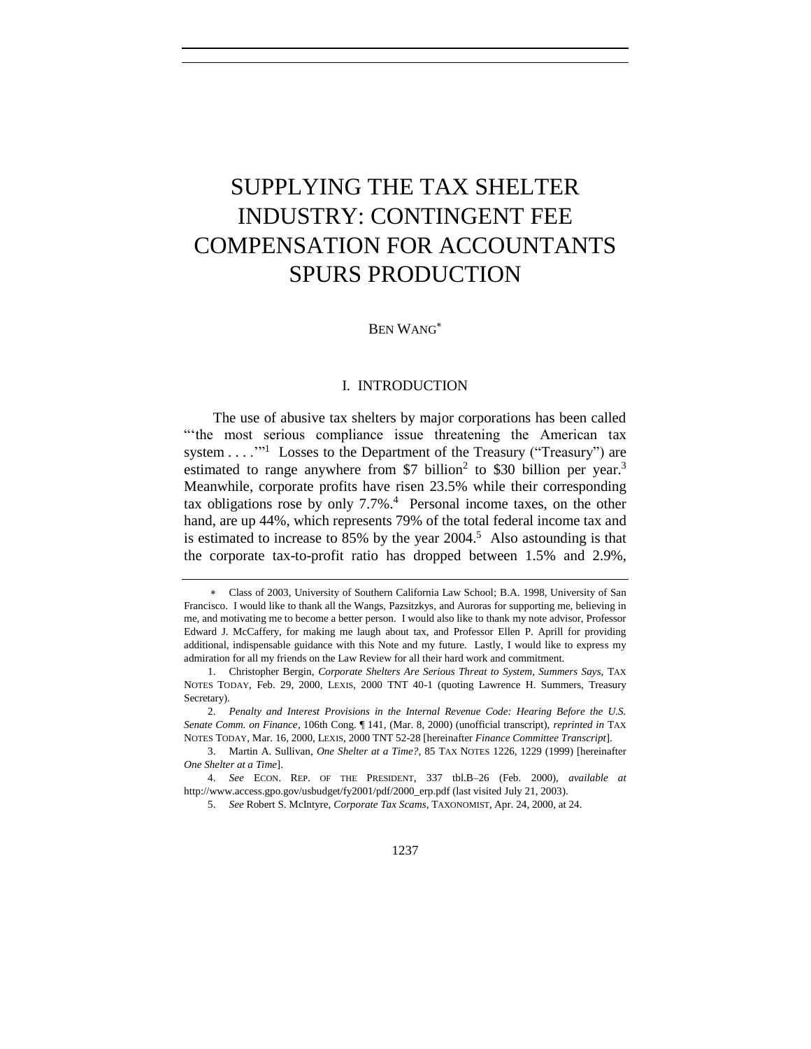# SUPPLYING THE TAX SHELTER INDUSTRY: CONTINGENT FEE COMPENSATION FOR ACCOUNTANTS SPURS PRODUCTION

BEN WANG[*]

## I. INTRODUCTION

The use of abusive tax shelters by major corporations has been called "'the most serious compliance issue threatening the American tax system . . . .'"[1] Losses to the Department of the Treasury ("Treasury") are estimated to range anywhere from $7 billion[2] to $30 billion per year.[3] Meanwhile, corporate profits have risen 23.5% while their corresponding tax obligations rose by only 7.7%.[4] Personal income taxes, on the other hand, are up 44%, which represents 79% of the total federal income tax and is estimated to increase to 85% by the year 2004.[5] Also astounding is that the corporate tax-to-profit ratio has dropped between 1.5% and 2.9%,

---

[*] Class of 2003, University of Southern California Law School; B.A. 1998, University of San Francisco. I would like to thank all the Wangs, Pazsitzkys, and Auroras for supporting me, believing in me, and motivating me to become a better person. I would also like to thank my note advisor, Professor Edward J. McCaffery, for making me laugh about tax, and Professor Ellen P. Aprill for providing additional, indispensable guidance with this Note and my future. Lastly, I would like to express my admiration for all my friends on the Law Review for all their hard work and commitment.

1. Christopher Bergin, *Corporate Shelters Are Serious Threat to System, Summers Says*, TAX NOTES TODAY, Feb. 29, 2000, LEXIS, 2000 TNT 40-1 (quoting Lawrence H. Summers, Treasury Secretary).

2. *Penalty and Interest Provisions in the Internal Revenue Code: Hearing Before the U.S. Senate Comm. on Finance*, 106th Cong. ¶ 141, (Mar. 8, 2000) (unofficial transcript), *reprinted in* TAX NOTES TODAY, Mar. 16, 2000, LEXIS, 2000 TNT 52-28 [hereinafter *Finance Committee Transcript*].

3. Martin A. Sullivan, *One Shelter at a Time?*, 85 TAX NOTES 1226, 1229 (1999) [hereinafter *One Shelter at a Time*].

4. *See* ECON. REP. OF THE PRESIDENT, 337 tbl.B–26 (Feb. 2000), *available at* http://www.access.gpo.gov/usbudget/fy2001/pdf/2000_erp.pdf (last visited July 21, 2003).

5. *See* Robert S. McIntyre, *Corporate Tax Scams*, TAXONOMIST, Apr. 24, 2000, at 24.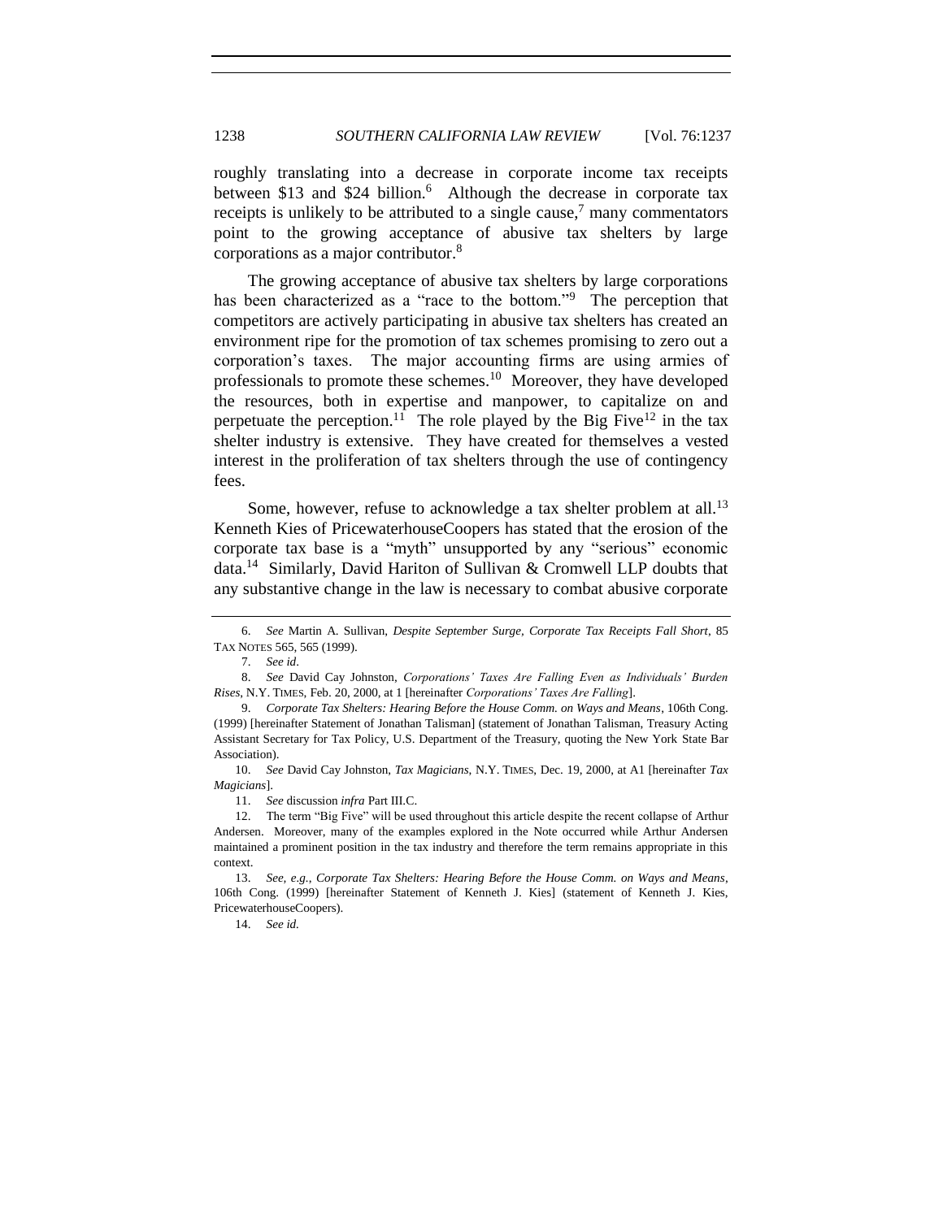roughly translating into a decrease in corporate income tax receipts between $13 and $24 billion.[6] Although the decrease in corporate tax receipts is unlikely to be attributed to a single cause,[7] many commentators point to the growing acceptance of abusive tax shelters by large corporations as a major contributor.[8]

The growing acceptance of abusive tax shelters by large corporations has been characterized as a "race to the bottom."[9] The perception that competitors are actively participating in abusive tax shelters has created an environment ripe for the promotion of tax schemes promising to zero out a corporation's taxes. The major accounting firms are using armies of professionals to promote these schemes.[10] Moreover, they have developed the resources, both in expertise and manpower, to capitalize on and perpetuate the perception.[11] The role played by the Big Five[12] in the tax shelter industry is extensive. They have created for themselves a vested interest in the proliferation of tax shelters through the use of contingency fees.

Some, however, refuse to acknowledge a tax shelter problem at all.[13] Kenneth Kies of PricewaterhouseCoopers has stated that the erosion of the corporate tax base is a "myth" unsupported by any "serious" economic data.[14] Similarly, David Hariton of Sullivan & Cromwell LLP doubts that any substantive change in the law is necessary to combat abusive corporate

---

6. *See* Martin A. Sullivan, *Despite September Surge, Corporate Tax Receipts Fall Short*, 85 TAX NOTES 565, 565 (1999).

7. *See id*.

8. *See* David Cay Johnston, *Corporations' Taxes Are Falling Even as Individuals' Burden Rises*, N.Y. TIMES, Feb. 20, 2000, at 1 [hereinafter *Corporations' Taxes Are Falling*].

9. *Corporate Tax Shelters: Hearing Before the House Comm. on Ways and Means*, 106th Cong. (1999) [hereinafter Statement of Jonathan Talisman] (statement of Jonathan Talisman, Treasury Acting Assistant Secretary for Tax Policy, U.S. Department of the Treasury, quoting the New York State Bar Association).

10. *See* David Cay Johnston, *Tax Magicians*, N.Y. TIMES, Dec. 19, 2000, at A1 [hereinafter *Tax Magicians*].

11. *See* discussion *infra* Part III.C.

12. The term "Big Five" will be used throughout this article despite the recent collapse of Arthur Andersen. Moreover, many of the examples explored in the Note occurred while Arthur Andersen maintained a prominent position in the tax industry and therefore the term remains appropriate in this context.

13. *See, e.g.*, *Corporate Tax Shelters: Hearing Before the House Comm. on Ways and Means*, 106th Cong. (1999) [hereinafter Statement of Kenneth J. Kies] (statement of Kenneth J. Kies, PricewaterhouseCoopers).

14. *See id.*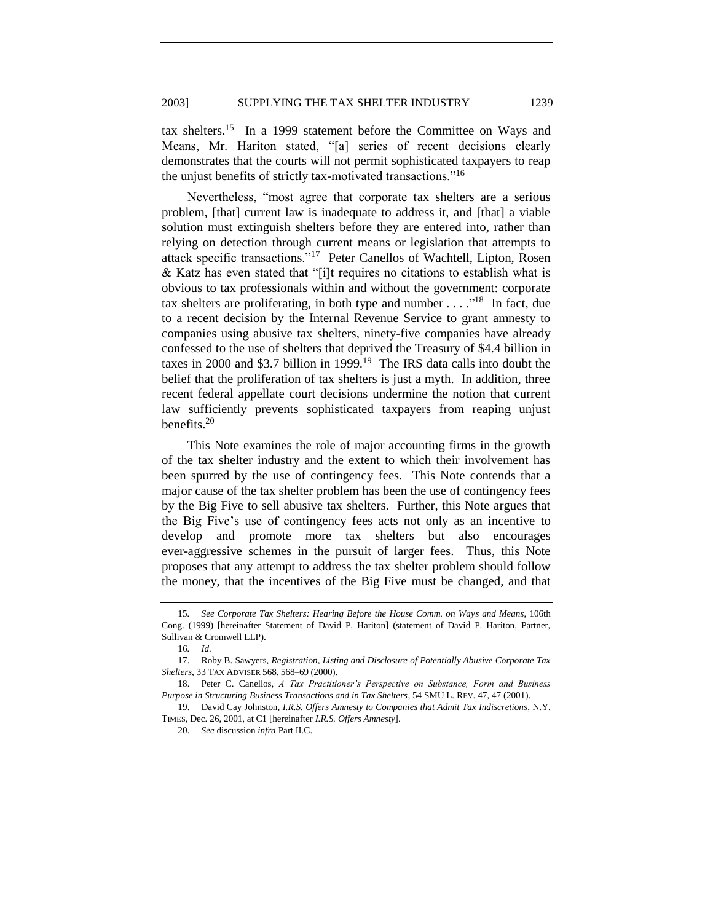tax shelters.[15] In a 1999 statement before the Committee on Ways and Means, Mr. Hariton stated, "[a] series of recent decisions clearly demonstrates that the courts will not permit sophisticated taxpayers to reap the unjust benefits of strictly tax-motivated transactions."[16]

Nevertheless, "most agree that corporate tax shelters are a serious problem, [that] current law is inadequate to address it, and [that] a viable solution must extinguish shelters before they are entered into, rather than relying on detection through current means or legislation that attempts to attack specific transactions."[17] Peter Canellos of Wachtell, Lipton, Rosen & Katz has even stated that "[i]t requires no citations to establish what is obvious to tax professionals within and without the government: corporate tax shelters are proliferating, in both type and number . . . ."[18] In fact, due to a recent decision by the Internal Revenue Service to grant amnesty to companies using abusive tax shelters, ninety-five companies have already confessed to the use of shelters that deprived the Treasury of $4.4 billion in taxes in 2000 and $3.7 billion in 1999.[19] The IRS data calls into doubt the belief that the proliferation of tax shelters is just a myth. In addition, three recent federal appellate court decisions undermine the notion that current law sufficiently prevents sophisticated taxpayers from reaping unjust benefits.[20]

This Note examines the role of major accounting firms in the growth of the tax shelter industry and the extent to which their involvement has been spurred by the use of contingency fees. This Note contends that a major cause of the tax shelter problem has been the use of contingency fees by the Big Five to sell abusive tax shelters. Further, this Note argues that the Big Five's use of contingency fees acts not only as an incentive to develop and promote more tax shelters but also encourages ever-aggressive schemes in the pursuit of larger fees. Thus, this Note proposes that any attempt to address the tax shelter problem should follow the money, that the incentives of the Big Five must be changed, and that

---

15. *See Corporate Tax Shelters: Hearing Before the House Comm. on Ways and Means*, 106th Cong. (1999) [hereinafter Statement of David P. Hariton] (statement of David P. Hariton, Partner, Sullivan & Cromwell LLP).

16. *Id.*

17. Roby B. Sawyers, *Registration, Listing and Disclosure of Potentially Abusive Corporate Tax Shelters*, 33 TAX ADVISER 568, 568–69 (2000).

18. Peter C. Canellos, *A Tax Practitioner's Perspective on Substance, Form and Business Purpose in Structuring Business Transactions and in Tax Shelters*, 54 SMU L. REV. 47, 47 (2001).

19. David Cay Johnston, *I.R.S. Offers Amnesty to Companies that Admit Tax Indiscretions*, N.Y. TIMES, Dec. 26, 2001, at C1 [hereinafter *I.R.S. Offers Amnesty*].

20. *See* discussion *infra* Part II.C.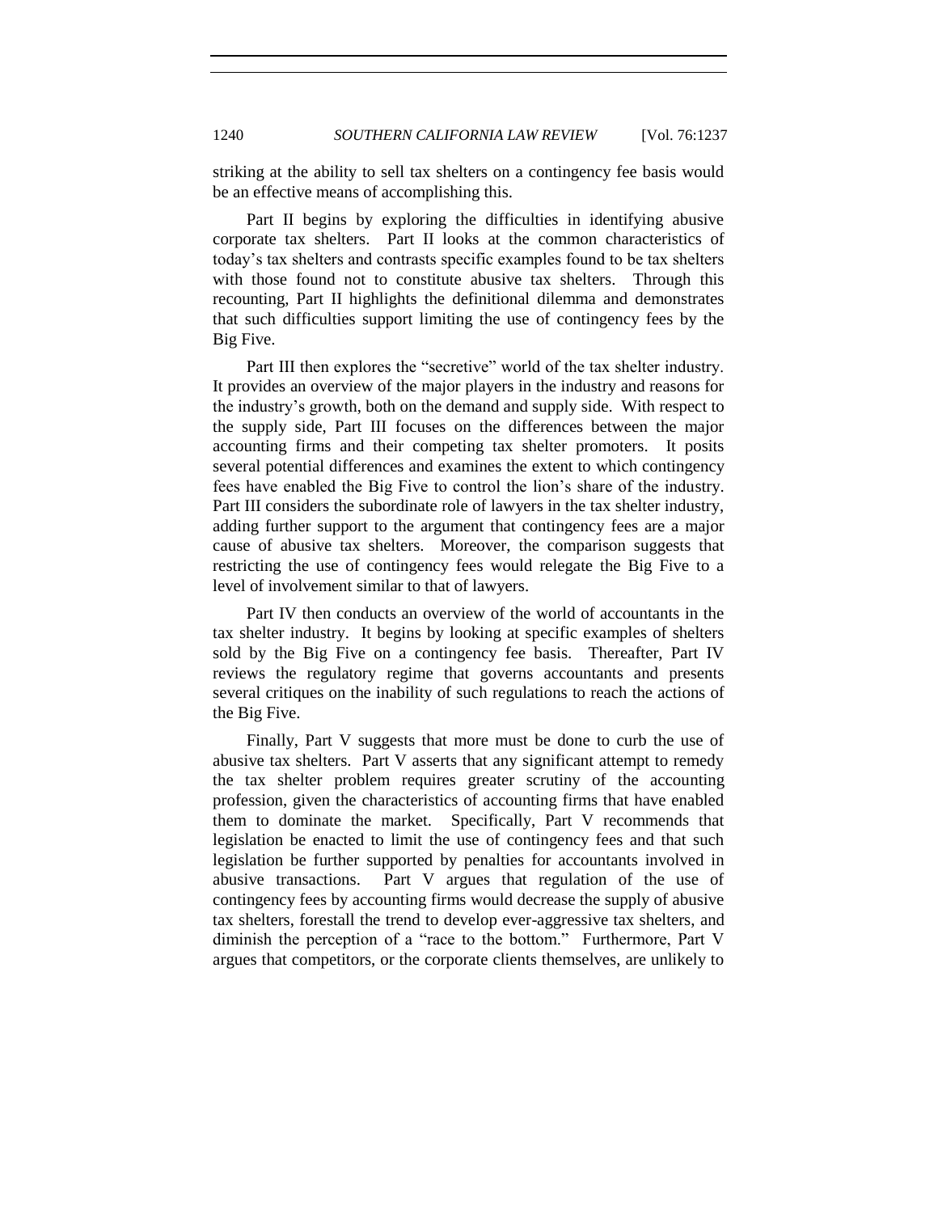striking at the ability to sell tax shelters on a contingency fee basis would be an effective means of accomplishing this.

Part II begins by exploring the difficulties in identifying abusive corporate tax shelters. Part II looks at the common characteristics of today's tax shelters and contrasts specific examples found to be tax shelters with those found not to constitute abusive tax shelters. Through this recounting, Part II highlights the definitional dilemma and demonstrates that such difficulties support limiting the use of contingency fees by the Big Five.

Part III then explores the "secretive" world of the tax shelter industry. It provides an overview of the major players in the industry and reasons for the industry's growth, both on the demand and supply side. With respect to the supply side, Part III focuses on the differences between the major accounting firms and their competing tax shelter promoters. It posits several potential differences and examines the extent to which contingency fees have enabled the Big Five to control the lion's share of the industry. Part III considers the subordinate role of lawyers in the tax shelter industry, adding further support to the argument that contingency fees are a major cause of abusive tax shelters. Moreover, the comparison suggests that restricting the use of contingency fees would relegate the Big Five to a level of involvement similar to that of lawyers.

Part IV then conducts an overview of the world of accountants in the tax shelter industry. It begins by looking at specific examples of shelters sold by the Big Five on a contingency fee basis. Thereafter, Part IV reviews the regulatory regime that governs accountants and presents several critiques on the inability of such regulations to reach the actions of the Big Five.

Finally, Part V suggests that more must be done to curb the use of abusive tax shelters. Part V asserts that any significant attempt to remedy the tax shelter problem requires greater scrutiny of the accounting profession, given the characteristics of accounting firms that have enabled them to dominate the market. Specifically, Part V recommends that legislation be enacted to limit the use of contingency fees and that such legislation be further supported by penalties for accountants involved in abusive transactions. Part V argues that regulation of the use of contingency fees by accounting firms would decrease the supply of abusive tax shelters, forestall the trend to develop ever-aggressive tax shelters, and diminish the perception of a "race to the bottom." Furthermore, Part V argues that competitors, or the corporate clients themselves, are unlikely to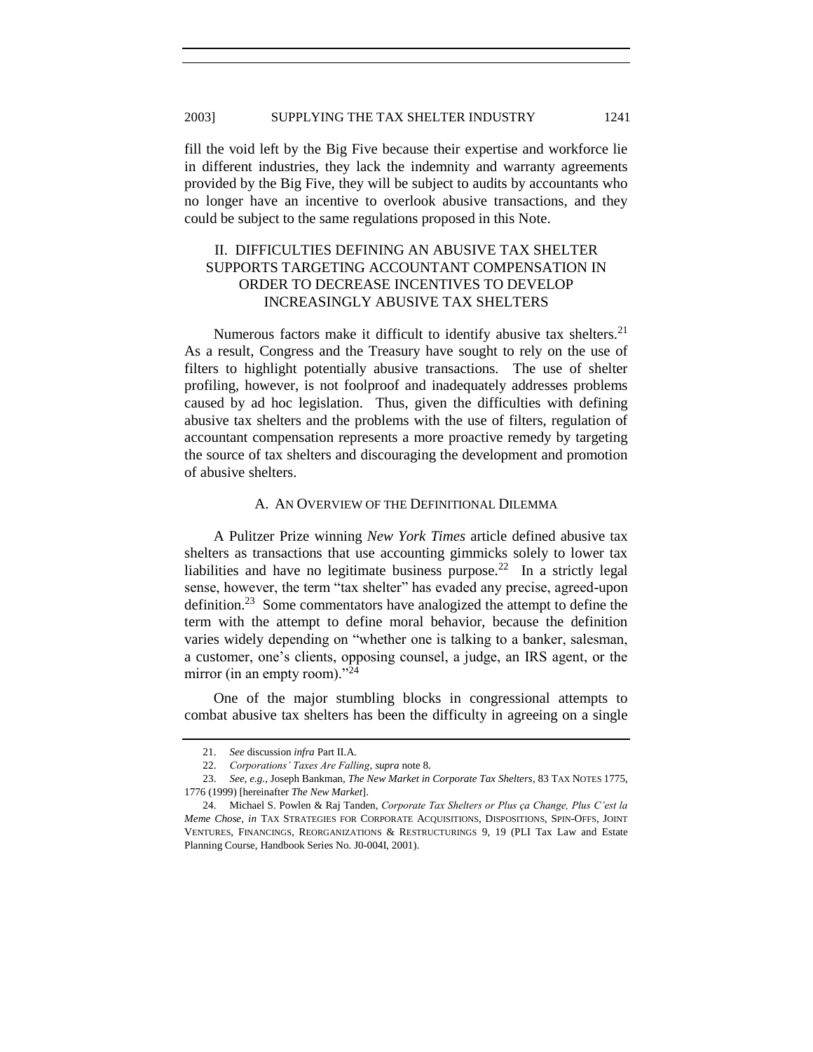fill the void left by the Big Five because their expertise and workforce lie in different industries, they lack the indemnity and warranty agreements provided by the Big Five, they will be subject to audits by accountants who no longer have an incentive to overlook abusive transactions, and they could be subject to the same regulations proposed in this Note.

## II. DIFFICULTIES DEFINING AN ABUSIVE TAX SHELTER SUPPORTS TARGETING ACCOUNTANT COMPENSATION IN ORDER TO DECREASE INCENTIVES TO DEVELOP INCREASINGLY ABUSIVE TAX SHELTERS

Numerous factors make it difficult to identify abusive tax shelters.[21] As a result, Congress and the Treasury have sought to rely on the use of filters to highlight potentially abusive transactions. The use of shelter profiling, however, is not foolproof and inadequately addresses problems caused by ad hoc legislation. Thus, given the difficulties with defining abusive tax shelters and the problems with the use of filters, regulation of accountant compensation represents a more proactive remedy by targeting the source of tax shelters and discouraging the development and promotion of abusive shelters.

### A. AN OVERVIEW OF THE DEFINITIONAL DILEMMA

A Pulitzer Prize winning *New York Times* article defined abusive tax shelters as transactions that use accounting gimmicks solely to lower tax liabilities and have no legitimate business purpose.[22] In a strictly legal sense, however, the term "tax shelter" has evaded any precise, agreed-upon definition.[23] Some commentators have analogized the attempt to define the term with the attempt to define moral behavior, because the definition varies widely depending on "whether one is talking to a banker, salesman, a customer, one's clients, opposing counsel, a judge, an IRS agent, or the mirror (in an empty room)."[24]

One of the major stumbling blocks in congressional attempts to combat abusive tax shelters has been the difficulty in agreeing on a single

---

21. *See* discussion *infra* Part II.A.

22. *Corporations' Taxes Are Falling*, *supra* note 8.

23. *See, e.g.*, Joseph Bankman, *The New Market in Corporate Tax Shelters*, 83 TAX NOTES 1775, 1776 (1999) [hereinafter *The New Market*].

24. Michael S. Powlen & Raj Tanden, *Corporate Tax Shelters or Plus ça Change, Plus C'est la Meme Chose*, *in* TAX STRATEGIES FOR CORPORATE ACQUISITIONS, DISPOSITIONS, SPIN-OFFS, JOINT VENTURES, FINANCINGS, REORGANIZATIONS & RESTRUCTURINGS 9, 19 (PLI Tax Law and Estate Planning Course, Handbook Series No. J0-004I, 2001).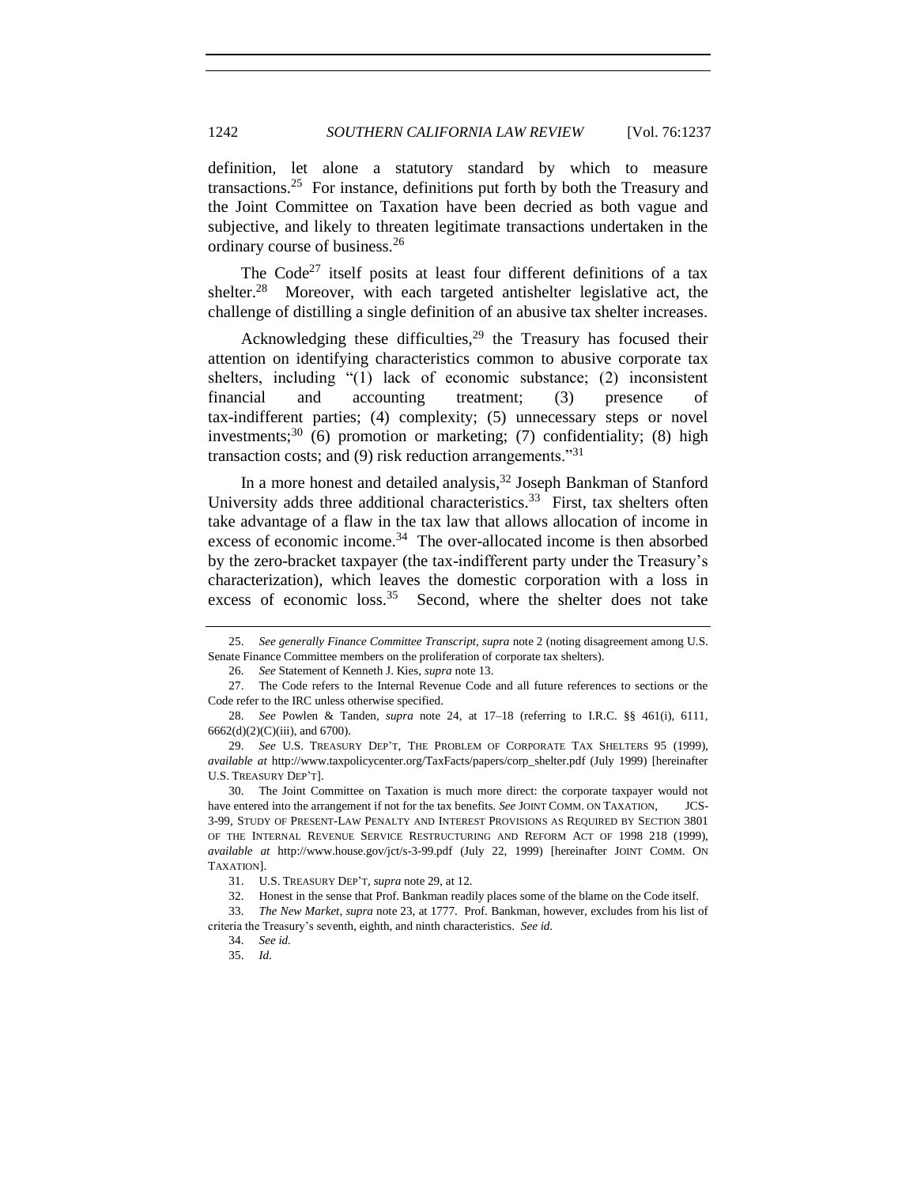definition, let alone a statutory standard by which to measure transactions.[25] For instance, definitions put forth by both the Treasury and the Joint Committee on Taxation have been decried as both vague and subjective, and likely to threaten legitimate transactions undertaken in the ordinary course of business.[26]

The Code[27] itself posits at least four different definitions of a tax shelter.[28] Moreover, with each targeted antishelter legislative act, the challenge of distilling a single definition of an abusive tax shelter increases.

Acknowledging these difficulties,[29] the Treasury has focused their attention on identifying characteristics common to abusive corporate tax shelters, including "(1) lack of economic substance; (2) inconsistent financial and accounting treatment; (3) presence of tax-indifferent parties; (4) complexity; (5) unnecessary steps or novel investments;[30] (6) promotion or marketing; (7) confidentiality; (8) high transaction costs; and (9) risk reduction arrangements."[31]

In a more honest and detailed analysis,[32] Joseph Bankman of Stanford University adds three additional characteristics.[33] First, tax shelters often take advantage of a flaw in the tax law that allows allocation of income in excess of economic income.[34] The over-allocated income is then absorbed by the zero-bracket taxpayer (the tax-indifferent party under the Treasury's characterization), which leaves the domestic corporation with a loss in excess of economic loss.[35] Second, where the shelter does not take

---

25. *See generally Finance Committee Transcript*, *supra* note 2 (noting disagreement among U.S. Senate Finance Committee members on the proliferation of corporate tax shelters).

26. *See* Statement of Kenneth J. Kies, *supra* note 13.

27. The Code refers to the Internal Revenue Code and all future references to sections or the Code refer to the IRC unless otherwise specified.

28. *See* Powlen & Tanden, *supra* note 24, at 17–18 (referring to I.R.C. §§ 461(i), 6111, 6662(d)(2)(C)(iii), and 6700).

29. *See* U.S. TREASURY DEP'T, THE PROBLEM OF CORPORATE TAX SHELTERS 95 (1999), *available at* http://www.taxpolicycenter.org/TaxFacts/papers/corp_shelter.pdf (July 1999) [hereinafter U.S. TREASURY DEP'T].

30. The Joint Committee on Taxation is much more direct: the corporate taxpayer would not have entered into the arrangement if not for the tax benefits. *See* JOINT COMM. ON TAXATION, JCS-3-99, STUDY OF PRESENT-LAW PENALTY AND INTEREST PROVISIONS AS REQUIRED BY SECTION 3801 OF THE INTERNAL REVENUE SERVICE RESTRUCTURING AND REFORM ACT OF 1998 218 (1999), *available at* http://www.house.gov/jct/s-3-99.pdf (July 22, 1999) [hereinafter JOINT COMM. ON TAXATION].

31. U.S. TREASURY DEP'T, *supra* note 29, at 12.

32. Honest in the sense that Prof. Bankman readily places some of the blame on the Code itself.

33. *The New Market*, *supra* note 23, at 1777. Prof. Bankman, however, excludes from his list of criteria the Treasury's seventh, eighth, and ninth characteristics. *See id.*

34. *See id.*

35. *Id.*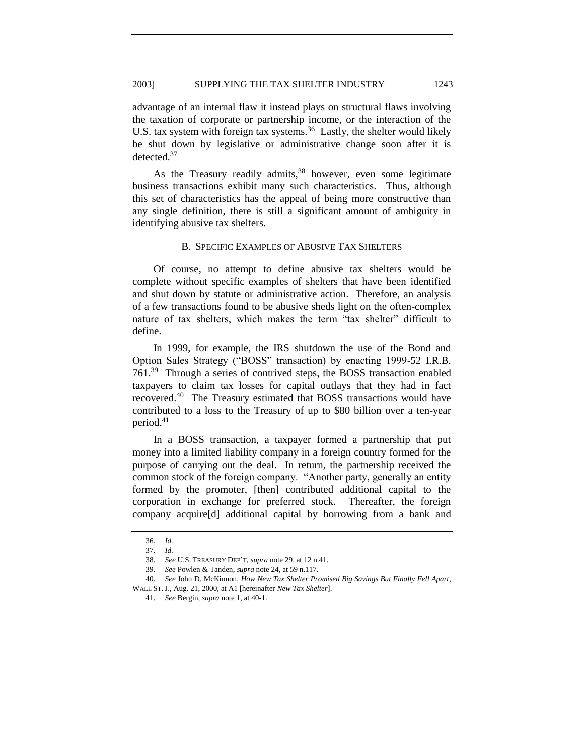advantage of an internal flaw it instead plays on structural flaws involving the taxation of corporate or partnership income, or the interaction of the U.S. tax system with foreign tax systems.[36] Lastly, the shelter would likely be shut down by legislative or administrative change soon after it is detected.[37]

As the Treasury readily admits,[38] however, even some legitimate business transactions exhibit many such characteristics. Thus, although this set of characteristics has the appeal of being more constructive than any single definition, there is still a significant amount of ambiguity in identifying abusive tax shelters.

### B. Specific Examples of Abusive Tax Shelters

Of course, no attempt to define abusive tax shelters would be complete without specific examples of shelters that have been identified and shut down by statute or administrative action. Therefore, an analysis of a few transactions found to be abusive sheds light on the often-complex nature of tax shelters, which makes the term "tax shelter" difficult to define.

In 1999, for example, the IRS shutdown the use of the Bond and Option Sales Strategy ("BOSS" transaction) by enacting 1999-52 I.R.B. 761.[39] Through a series of contrived steps, the BOSS transaction enabled taxpayers to claim tax losses for capital outlays that they had in fact recovered.[40] The Treasury estimated that BOSS transactions would have contributed to a loss to the Treasury of up to $80 billion over a ten-year period.[41]

In a BOSS transaction, a taxpayer formed a partnership that put money into a limited liability company in a foreign country formed for the purpose of carrying out the deal. In return, the partnership received the common stock of the foreign company. "Another party, generally an entity formed by the promoter, [then] contributed additional capital to the corporation in exchange for preferred stock. Thereafter, the foreign company acquire[d] additional capital by borrowing from a bank and

---

36. *Id.*

37. *Id.*

38. *See* U.S. Treasury Dep't, *supra* note 29, at 12 n.41.

39. *See* Powlen & Tanden, *supra* note 24, at 59 n.117.

40. *See* John D. McKinnon, *How New Tax Shelter Promised Big Savings But Finally Fell Apart*, Wall St. J., Aug. 21, 2000, at A1 [hereinafter *New Tax Shelter*].

41. *See* Bergin, *supra* note 1, at 40-1.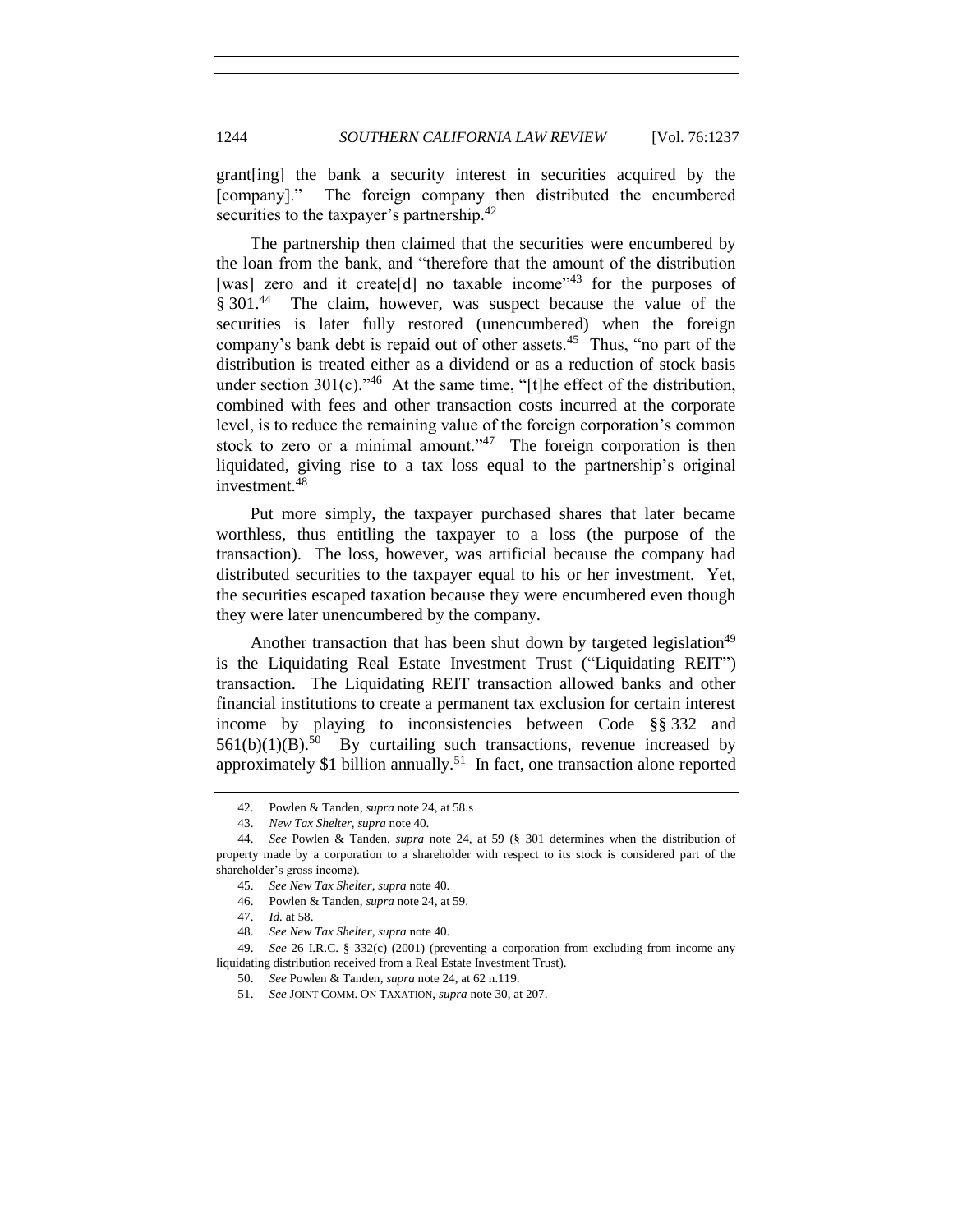grant[ing] the bank a security interest in securities acquired by the [company]." The foreign company then distributed the encumbered securities to the taxpayer's partnership.[42]

The partnership then claimed that the securities were encumbered by the loan from the bank, and "therefore that the amount of the distribution [was] zero and it create[d] no taxable income"[43] for the purposes of § 301.[44] The claim, however, was suspect because the value of the securities is later fully restored (unencumbered) when the foreign company's bank debt is repaid out of other assets.[45] Thus, "no part of the distribution is treated either as a dividend or as a reduction of stock basis under section 301(c)."[46] At the same time, "[t]he effect of the distribution, combined with fees and other transaction costs incurred at the corporate level, is to reduce the remaining value of the foreign corporation's common stock to zero or a minimal amount."[47] The foreign corporation is then liquidated, giving rise to a tax loss equal to the partnership's original investment.[48]

Put more simply, the taxpayer purchased shares that later became worthless, thus entitling the taxpayer to a loss (the purpose of the transaction). The loss, however, was artificial because the company had distributed securities to the taxpayer equal to his or her investment. Yet, the securities escaped taxation because they were encumbered even though they were later unencumbered by the company.

Another transaction that has been shut down by targeted legislation[49] is the Liquidating Real Estate Investment Trust ("Liquidating REIT") transaction. The Liquidating REIT transaction allowed banks and other financial institutions to create a permanent tax exclusion for certain interest income by playing to inconsistencies between Code §§ 332 and 561(b)(1)(B).[50] By curtailing such transactions, revenue increased by approximately $1 billion annually.[51] In fact, one transaction alone reported

---

42. Powlen & Tanden, *supra* note 24, at 58.s

43. *New Tax Shelter*, *supra* note 40.

44. *See* Powlen & Tanden, *supra* note 24, at 59 (§ 301 determines when the distribution of property made by a corporation to a shareholder with respect to its stock is considered part of the shareholder's gross income).

45. *See New Tax Shelter*, *supra* note 40.

46. Powlen & Tanden, *supra* note 24, at 59.

47. *Id.* at 58.

48. *See New Tax Shelter*, *supra* note 40.

49. *See* 26 I.R.C. § 332(c) (2001) (preventing a corporation from excluding from income any liquidating distribution received from a Real Estate Investment Trust).

50. *See* Powlen & Tanden, *supra* note 24, at 62 n.119.

51. *See* JOINT COMM. ON TAXATION, *supra* note 30, at 207.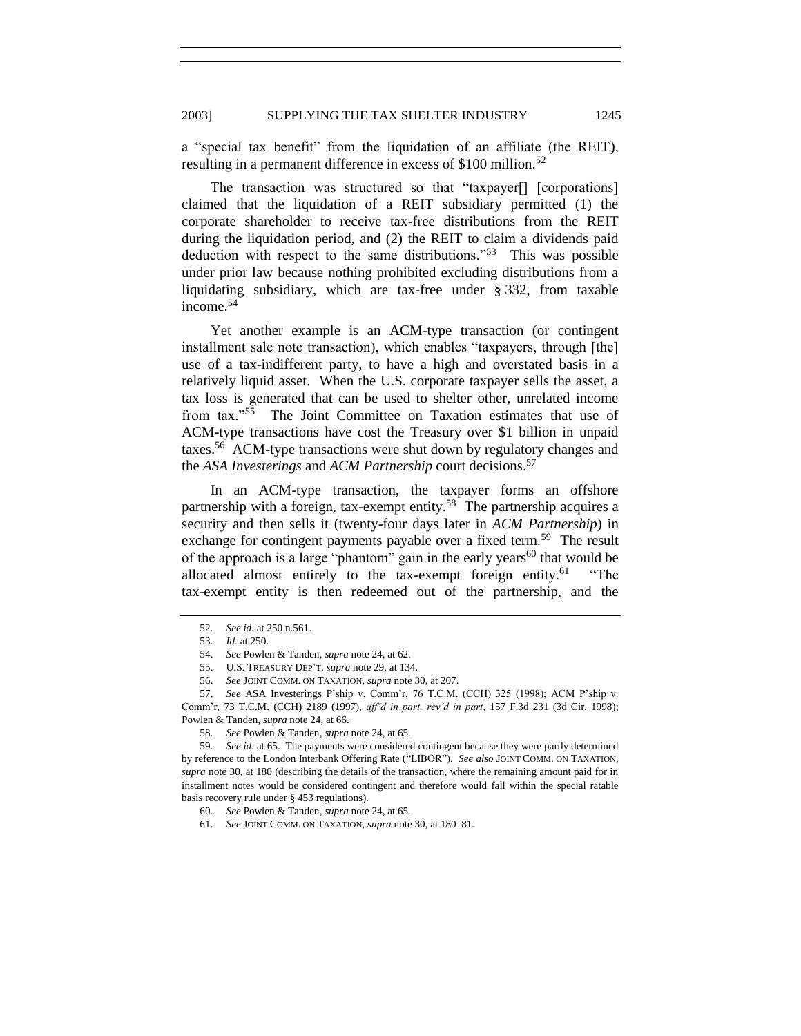a "special tax benefit" from the liquidation of an affiliate (the REIT), resulting in a permanent difference in excess of $100 million.[52]

The transaction was structured so that "taxpayer[] [corporations] claimed that the liquidation of a REIT subsidiary permitted (1) the corporate shareholder to receive tax-free distributions from the REIT during the liquidation period, and (2) the REIT to claim a dividends paid deduction with respect to the same distributions."[53] This was possible under prior law because nothing prohibited excluding distributions from a liquidating subsidiary, which are tax-free under § 332, from taxable income.[54]

Yet another example is an ACM-type transaction (or contingent installment sale note transaction), which enables "taxpayers, through [the] use of a tax-indifferent party, to have a high and overstated basis in a relatively liquid asset. When the U.S. corporate taxpayer sells the asset, a tax loss is generated that can be used to shelter other, unrelated income from tax."[55] The Joint Committee on Taxation estimates that use of ACM-type transactions have cost the Treasury over $1 billion in unpaid taxes.[56] ACM-type transactions were shut down by regulatory changes and the *ASA Investerings* and *ACM Partnership* court decisions.[57]

In an ACM-type transaction, the taxpayer forms an offshore partnership with a foreign, tax-exempt entity.[58] The partnership acquires a security and then sells it (twenty-four days later in *ACM Partnership*) in exchange for contingent payments payable over a fixed term.[59] The result of the approach is a large "phantom" gain in the early years[60] that would be allocated almost entirely to the tax-exempt foreign entity.[61] "The tax-exempt entity is then redeemed out of the partnership, and the

52. *See id.* at 250 n.561.

53. *Id.* at 250.

54. *See* Powlen & Tanden, *supra* note 24, at 62.

55. U.S. TREASURY DEP'T, *supra* note 29, at 134.

56. *See* JOINT COMM. ON TAXATION, *supra* note 30, at 207.

57. *See* ASA Investerings P'ship v. Comm'r, 76 T.C.M. (CCH) 325 (1998); ACM P'ship v. Comm'r, 73 T.C.M. (CCH) 2189 (1997), *aff'd in part, rev'd in part*, 157 F.3d 231 (3d Cir. 1998); Powlen & Tanden, *supra* note 24, at 66.

58. *See* Powlen & Tanden, *supra* note 24, at 65.

59. *See id.* at 65. The payments were considered contingent because they were partly determined by reference to the London Interbank Offering Rate ("LIBOR"). *See also* JOINT COMM. ON TAXATION, *supra* note 30, at 180 (describing the details of the transaction, where the remaining amount paid for in installment notes would be considered contingent and therefore would fall within the special ratable basis recovery rule under § 453 regulations).

60. *See* Powlen & Tanden, *supra* note 24, at 65.

61. *See* JOINT COMM. ON TAXATION, *supra* note 30, at 180–81.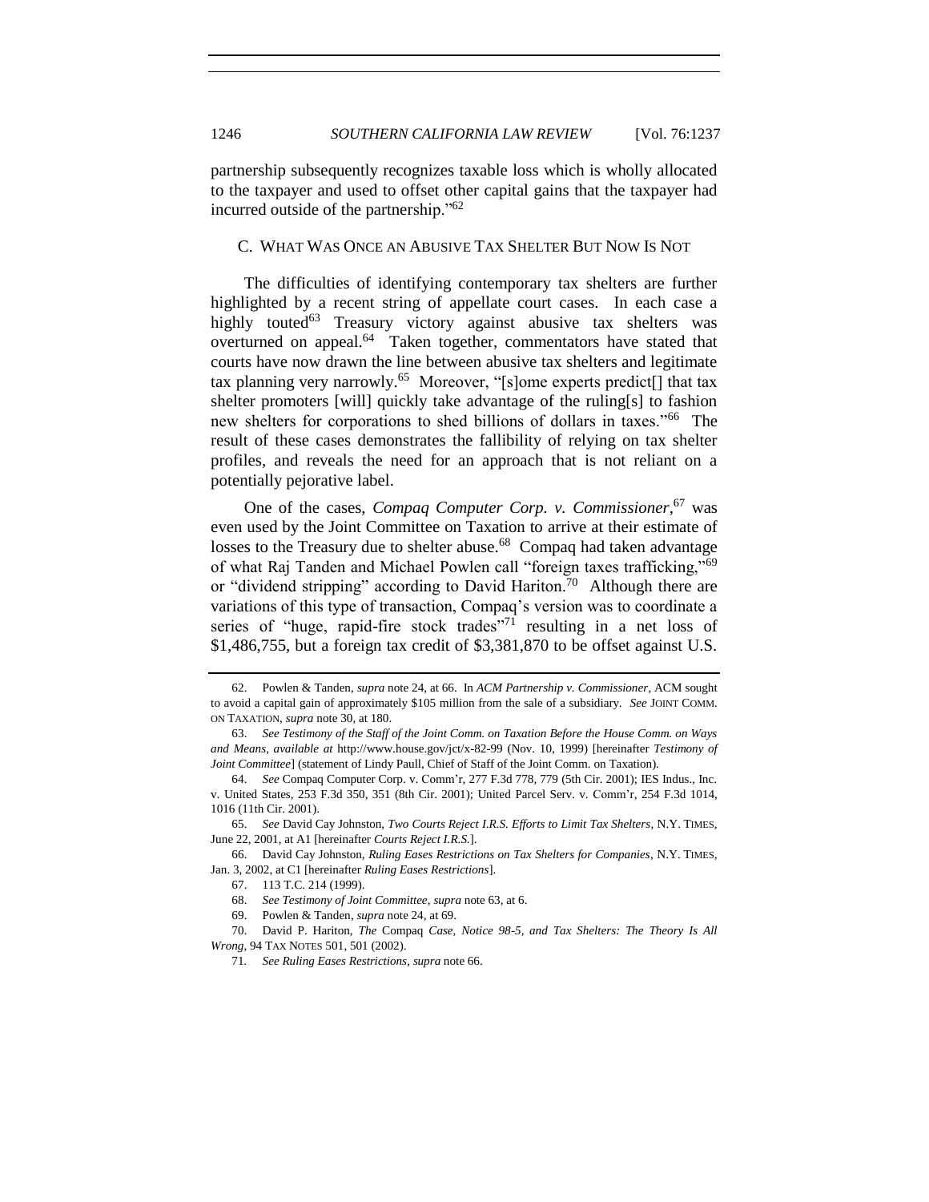partnership subsequently recognizes taxable loss which is wholly allocated to the taxpayer and used to offset other capital gains that the taxpayer had incurred outside of the partnership."[62]

### C. What Was Once an Abusive Tax Shelter But Now Is Not

The difficulties of identifying contemporary tax shelters are further highlighted by a recent string of appellate court cases. In each case a highly touted[63] Treasury victory against abusive tax shelters was overturned on appeal.[64] Taken together, commentators have stated that courts have now drawn the line between abusive tax shelters and legitimate tax planning very narrowly.[65] Moreover, "[s]ome experts predict[] that tax shelter promoters [will] quickly take advantage of the ruling[s] to fashion new shelters for corporations to shed billions of dollars in taxes."[66] The result of these cases demonstrates the fallibility of relying on tax shelter profiles, and reveals the need for an approach that is not reliant on a potentially pejorative label.

One of the cases, *Compaq Computer Corp. v. Commissioner*,[67] was even used by the Joint Committee on Taxation to arrive at their estimate of losses to the Treasury due to shelter abuse.[68] Compaq had taken advantage of what Raj Tanden and Michael Powlen call "foreign taxes trafficking,"[69] or "dividend stripping" according to David Hariton.[70] Although there are variations of this type of transaction, Compaq's version was to coordinate a series of "huge, rapid-fire stock trades"[71] resulting in a net loss of $1,486,755, but a foreign tax credit of $3,381,870 to be offset against U.S.

---

62. Powlen & Tanden, *supra* note 24, at 66. In *ACM Partnership v. Commissioner*, ACM sought to avoid a capital gain of approximately $105 million from the sale of a subsidiary. *See* JOINT COMM. ON TAXATION, *supra* note 30, at 180.

63. *See Testimony of the Staff of the Joint Comm. on Taxation Before the House Comm. on Ways and Means*, *available at* http://www.house.gov/jct/x-82-99 (Nov. 10, 1999) [hereinafter *Testimony of Joint Committee*] (statement of Lindy Paull, Chief of Staff of the Joint Comm. on Taxation).

64. *See* Compaq Computer Corp. v. Comm'r, 277 F.3d 778, 779 (5th Cir. 2001); IES Indus., Inc. v. United States, 253 F.3d 350, 351 (8th Cir. 2001); United Parcel Serv. v. Comm'r, 254 F.3d 1014, 1016 (11th Cir. 2001).

65. *See* David Cay Johnston, *Two Courts Reject I.R.S. Efforts to Limit Tax Shelters*, N.Y. TIMES, June 22, 2001, at A1 [hereinafter *Courts Reject I.R.S.*].

66. David Cay Johnston, *Ruling Eases Restrictions on Tax Shelters for Companies*, N.Y. TIMES, Jan. 3, 2002, at C1 [hereinafter *Ruling Eases Restrictions*].

67. 113 T.C. 214 (1999).

68. *See Testimony of Joint Committee*, *supra* note 63, at 6.

69. Powlen & Tanden, *supra* note 24, at 69.

70. David P. Hariton, *The* Compaq *Case, Notice 98-5, and Tax Shelters: The Theory Is All Wrong*, 94 TAX NOTES 501, 501 (2002).

71. *See Ruling Eases Restrictions*, *supra* note 66.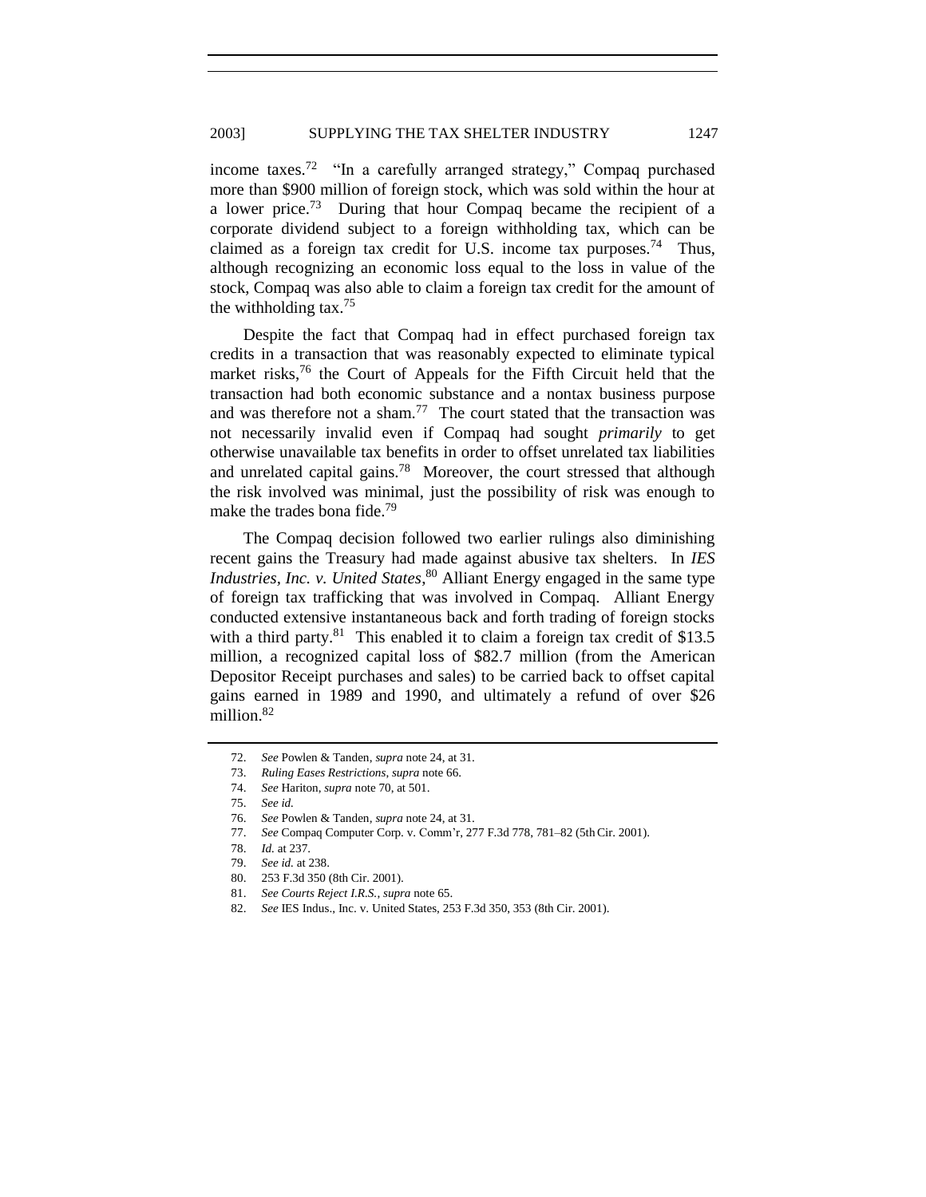income taxes.[72] "In a carefully arranged strategy," Compaq purchased more than $900 million of foreign stock, which was sold within the hour at a lower price.[73] During that hour Compaq became the recipient of a corporate dividend subject to a foreign withholding tax, which can be claimed as a foreign tax credit for U.S. income tax purposes.[74] Thus, although recognizing an economic loss equal to the loss in value of the stock, Compaq was also able to claim a foreign tax credit for the amount of the withholding tax.[75]

Despite the fact that Compaq had in effect purchased foreign tax credits in a transaction that was reasonably expected to eliminate typical market risks,[76] the Court of Appeals for the Fifth Circuit held that the transaction had both economic substance and a nontax business purpose and was therefore not a sham.[77] The court stated that the transaction was not necessarily invalid even if Compaq had sought *primarily* to get otherwise unavailable tax benefits in order to offset unrelated tax liabilities and unrelated capital gains.[78] Moreover, the court stressed that although the risk involved was minimal, just the possibility of risk was enough to make the trades bona fide.[79]

The Compaq decision followed two earlier rulings also diminishing recent gains the Treasury had made against abusive tax shelters. In *IES Industries, Inc. v. United States*,[80] Alliant Energy engaged in the same type of foreign tax trafficking that was involved in Compaq. Alliant Energy conducted extensive instantaneous back and forth trading of foreign stocks with a third party.[81] This enabled it to claim a foreign tax credit of $13.5 million, a recognized capital loss of $82.7 million (from the American Depositor Receipt purchases and sales) to be carried back to offset capital gains earned in 1989 and 1990, and ultimately a refund of over $26 million.[82]

---

72. *See* Powlen & Tanden, *supra* note 24, at 31.

73. *Ruling Eases Restrictions*, *supra* note 66.

74. *See* Hariton, *supra* note 70, at 501.

75. *See id.*

76. *See* Powlen & Tanden, *supra* note 24, at 31.

77. *See* Compaq Computer Corp. v. Comm'r, 277 F.3d 778, 781–82 (5th Cir. 2001).

78. *Id.* at 237.

79. *See id.* at 238.

80. 253 F.3d 350 (8th Cir. 2001).

81. *See Courts Reject I.R.S.*, *supra* note 65.

82. *See* IES Indus., Inc. v. United States, 253 F.3d 350, 353 (8th Cir. 2001).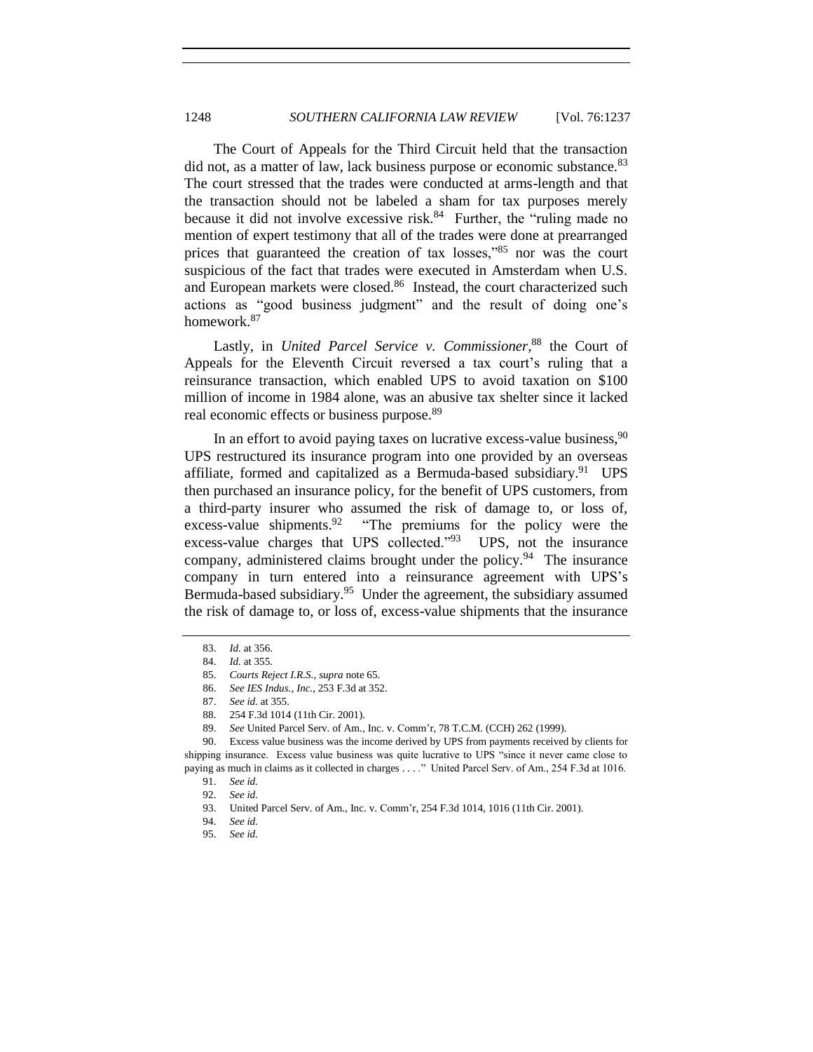The Court of Appeals for the Third Circuit held that the transaction did not, as a matter of law, lack business purpose or economic substance.[83] The court stressed that the trades were conducted at arms-length and that the transaction should not be labeled a sham for tax purposes merely because it did not involve excessive risk.[84] Further, the "ruling made no mention of expert testimony that all of the trades were done at prearranged prices that guaranteed the creation of tax losses,"[85] nor was the court suspicious of the fact that trades were executed in Amsterdam when U.S. and European markets were closed.[86] Instead, the court characterized such actions as "good business judgment" and the result of doing one's homework.[87]

Lastly, in *United Parcel Service v. Commissioner*,[88] the Court of Appeals for the Eleventh Circuit reversed a tax court's ruling that a reinsurance transaction, which enabled UPS to avoid taxation on $100 million of income in 1984 alone, was an abusive tax shelter since it lacked real economic effects or business purpose.[89]

In an effort to avoid paying taxes on lucrative excess-value business,[90] UPS restructured its insurance program into one provided by an overseas affiliate, formed and capitalized as a Bermuda-based subsidiary.[91] UPS then purchased an insurance policy, for the benefit of UPS customers, from a third-party insurer who assumed the risk of damage to, or loss of, excess-value shipments.[92] "The premiums for the policy were the excess-value charges that UPS collected."[93] UPS, not the insurance company, administered claims brought under the policy.[94] The insurance company in turn entered into a reinsurance agreement with UPS's Bermuda-based subsidiary.[95] Under the agreement, the subsidiary assumed the risk of damage to, or loss of, excess-value shipments that the insurance

83. *Id.* at 356.

84. *Id.* at 355.

85. *Courts Reject I.R.S.*, *supra* note 65.

86. *See IES Indus., Inc.*, 253 F.3d at 352.

87. *See id.* at 355.

88. 254 F.3d 1014 (11th Cir. 2001).

89. *See* United Parcel Serv. of Am., Inc. v. Comm'r, 78 T.C.M. (CCH) 262 (1999).

90. Excess value business was the income derived by UPS from payments received by clients for shipping insurance. Excess value business was quite lucrative to UPS "since it never came close to paying as much in claims as it collected in charges . . . ." United Parcel Serv. of Am., 254 F.3d at 1016.

91. *See id.*

92. *See id.*

93. United Parcel Serv. of Am., Inc. v. Comm'r, 254 F.3d 1014, 1016 (11th Cir. 2001).

94. *See id.*

95. *See id.*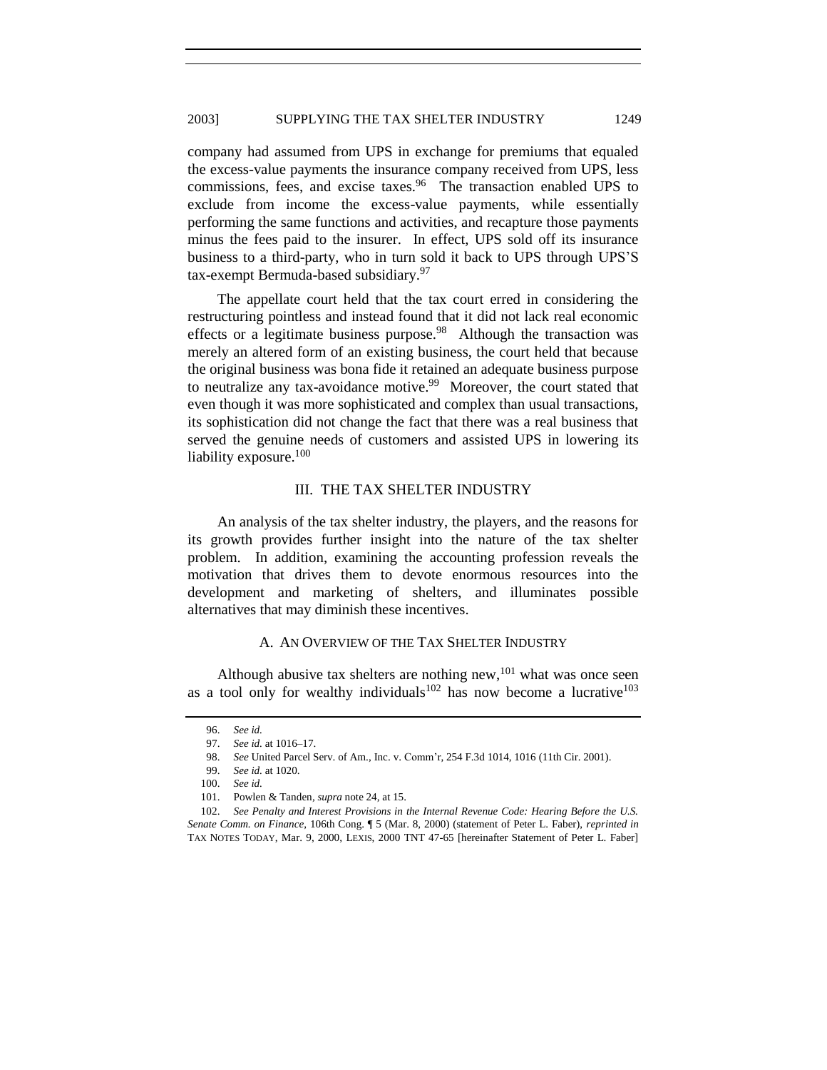company had assumed from UPS in exchange for premiums that equaled the excess-value payments the insurance company received from UPS, less commissions, fees, and excise taxes.[96] The transaction enabled UPS to exclude from income the excess-value payments, while essentially performing the same functions and activities, and recapture those payments minus the fees paid to the insurer. In effect, UPS sold off its insurance business to a third-party, who in turn sold it back to UPS through UPS'S tax-exempt Bermuda-based subsidiary.[97]

The appellate court held that the tax court erred in considering the restructuring pointless and instead found that it did not lack real economic effects or a legitimate business purpose.[98] Although the transaction was merely an altered form of an existing business, the court held that because the original business was bona fide it retained an adequate business purpose to neutralize any tax-avoidance motive.[99] Moreover, the court stated that even though it was more sophisticated and complex than usual transactions, its sophistication did not change the fact that there was a real business that served the genuine needs of customers and assisted UPS in lowering its liability exposure.[100]

## III. THE TAX SHELTER INDUSTRY

An analysis of the tax shelter industry, the players, and the reasons for its growth provides further insight into the nature of the tax shelter problem. In addition, examining the accounting profession reveals the motivation that drives them to devote enormous resources into the development and marketing of shelters, and illuminates possible alternatives that may diminish these incentives.

### A. AN OVERVIEW OF THE TAX SHELTER INDUSTRY

Although abusive tax shelters are nothing new,[101] what was once seen as a tool only for wealthy individuals[102] has now become a lucrative[103]

---

96. *See id.*

97. *See id.* at 1016–17.

98. *See* United Parcel Serv. of Am., Inc. v. Comm'r, 254 F.3d 1014, 1016 (11th Cir. 2001).

99. *See id.* at 1020.

100. *See id.*

101. Powlen & Tanden, *supra* note 24, at 15.

102. *See Penalty and Interest Provisions in the Internal Revenue Code: Hearing Before the U.S. Senate Comm. on Finance*, 106th Cong. ¶ 5 (Mar. 8, 2000) (statement of Peter L. Faber), *reprinted in* TAX NOTES TODAY, Mar. 9, 2000, LEXIS, 2000 TNT 47-65 [hereinafter Statement of Peter L. Faber]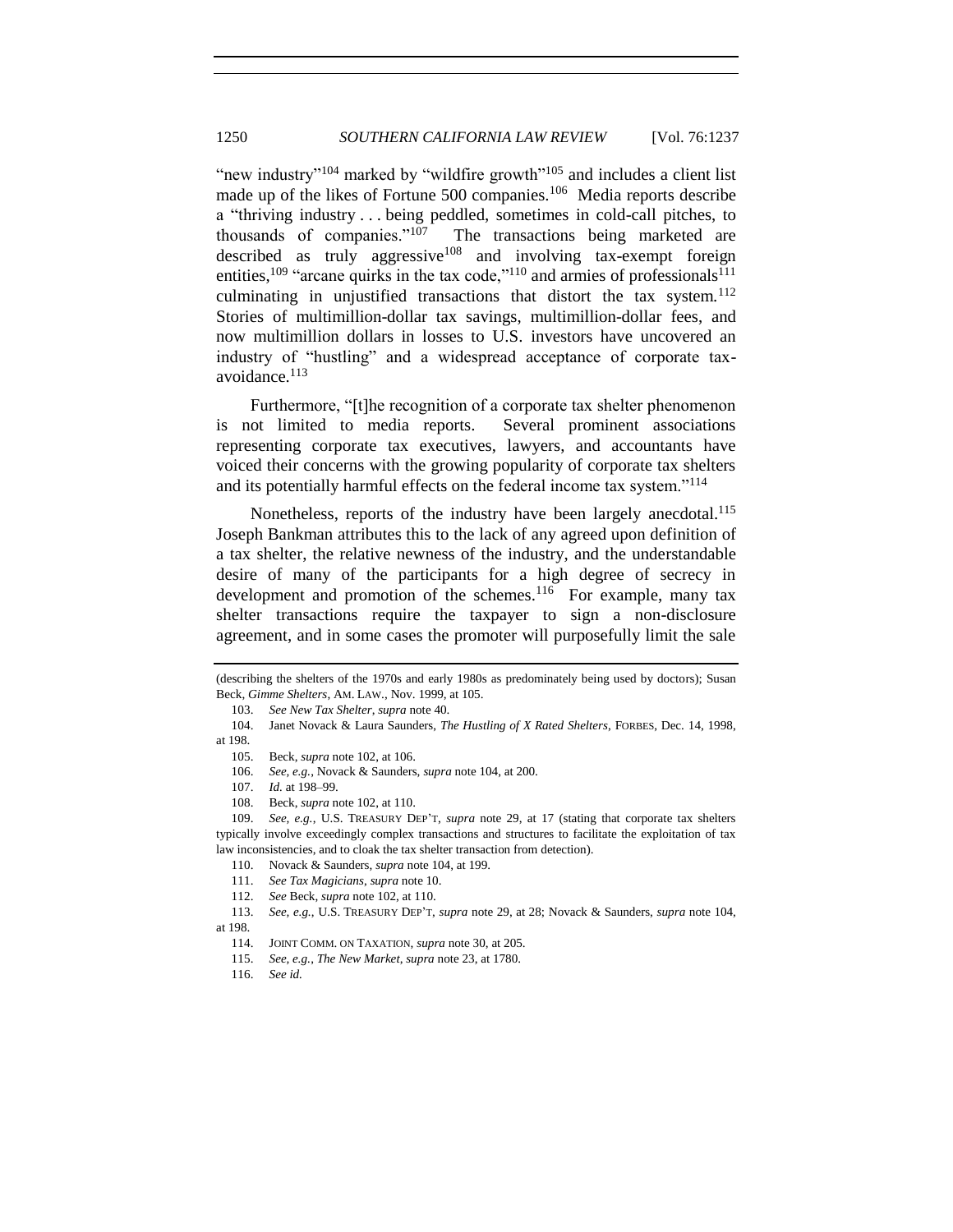"new industry"[104] marked by "wildfire growth"[105] and includes a client list made up of the likes of Fortune 500 companies.[106] Media reports describe a "thriving industry . . . being peddled, sometimes in cold-call pitches, to thousands of companies."[107] The transactions being marketed are described as truly aggressive[108] and involving tax-exempt foreign entities,[109] "arcane quirks in the tax code,"[110] and armies of professionals[111] culminating in unjustified transactions that distort the tax system.[112] Stories of multimillion-dollar tax savings, multimillion-dollar fees, and now multimillion dollars in losses to U.S. investors have uncovered an industry of "hustling" and a widespread acceptance of corporate tax-avoidance.[113]

Furthermore, "[t]he recognition of a corporate tax shelter phenomenon is not limited to media reports. Several prominent associations representing corporate tax executives, lawyers, and accountants have voiced their concerns with the growing popularity of corporate tax shelters and its potentially harmful effects on the federal income tax system."[114]

Nonetheless, reports of the industry have been largely anecdotal.[115] Joseph Bankman attributes this to the lack of any agreed upon definition of a tax shelter, the relative newness of the industry, and the understandable desire of many of the participants for a high degree of secrecy in development and promotion of the schemes.[116] For example, many tax shelter transactions require the taxpayer to sign a non-disclosure agreement, and in some cases the promoter will purposefully limit the sale

---

(describing the shelters of the 1970s and early 1980s as predominately being used by doctors); Susan Beck, *Gimme Shelters*, AM. LAW., Nov. 1999, at 105.

103. *See New Tax Shelter*, *supra* note 40.

104. Janet Novack & Laura Saunders, *The Hustling of X Rated Shelters*, FORBES, Dec. 14, 1998, at 198.

105. Beck, *supra* note 102, at 106.

106. *See, e.g.*, Novack & Saunders, *supra* note 104, at 200.

107. *Id.* at 198–99.

108. Beck, *supra* note 102, at 110.

109. *See, e.g.*, U.S. TREASURY DEP'T, *supra* note 29, at 17 (stating that corporate tax shelters typically involve exceedingly complex transactions and structures to facilitate the exploitation of tax law inconsistencies, and to cloak the tax shelter transaction from detection).

110. Novack & Saunders, *supra* note 104, at 199.

111. *See Tax Magicians*, *supra* note 10.

112. *See* Beck, *supra* note 102, at 110.

113. *See, e.g.*, U.S. TREASURY DEP'T, *supra* note 29, at 28; Novack & Saunders, *supra* note 104, at 198.

114. JOINT COMM. ON TAXATION, *supra* note 30, at 205.

115. *See, e.g.*, *The New Market*, *supra* note 23, at 1780.

116. *See id.*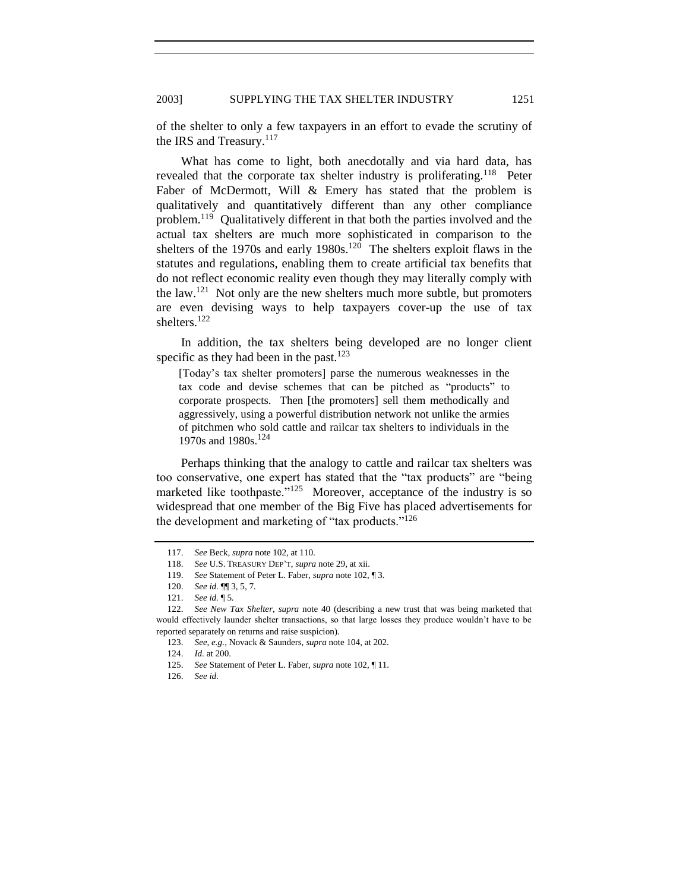of the shelter to only a few taxpayers in an effort to evade the scrutiny of the IRS and Treasury.[117]

What has come to light, both anecdotally and via hard data, has revealed that the corporate tax shelter industry is proliferating.[118] Peter Faber of McDermott, Will & Emery has stated that the problem is qualitatively and quantitatively different than any other compliance problem.[119] Qualitatively different in that both the parties involved and the actual tax shelters are much more sophisticated in comparison to the shelters of the 1970s and early 1980s.[120] The shelters exploit flaws in the statutes and regulations, enabling them to create artificial tax benefits that do not reflect economic reality even though they may literally comply with the law.[121] Not only are the new shelters much more subtle, but promoters are even devising ways to help taxpayers cover-up the use of tax shelters.[122]

In addition, the tax shelters being developed are no longer client specific as they had been in the past.[123]

> [Today's tax shelter promoters] parse the numerous weaknesses in the tax code and devise schemes that can be pitched as "products" to corporate prospects. Then [the promoters] sell them methodically and aggressively, using a powerful distribution network not unlike the armies of pitchmen who sold cattle and railcar tax shelters to individuals in the 1970s and 1980s.[124]

Perhaps thinking that the analogy to cattle and railcar tax shelters was too conservative, one expert has stated that the "tax products" are "being marketed like toothpaste."[125] Moreover, acceptance of the industry is so widespread that one member of the Big Five has placed advertisements for the development and marketing of "tax products."[126]

---

117. *See* Beck, *supra* note 102, at 110.

118. *See* U.S. TREASURY DEP'T, *supra* note 29, at xii.

119. *See* Statement of Peter L. Faber, *supra* note 102, ¶ 3.

120. *See id.* ¶¶ 3, 5, 7.

121. *See id.* ¶ 5.

122. *See New Tax Shelter*, *supra* note 40 (describing a new trust that was being marketed that would effectively launder shelter transactions, so that large losses they produce wouldn't have to be reported separately on returns and raise suspicion).

123. *See, e.g.*, Novack & Saunders, *supra* note 104, at 202.

124. *Id.* at 200.

125. *See* Statement of Peter L. Faber, *supra* note 102, ¶ 11.

126. *See id.*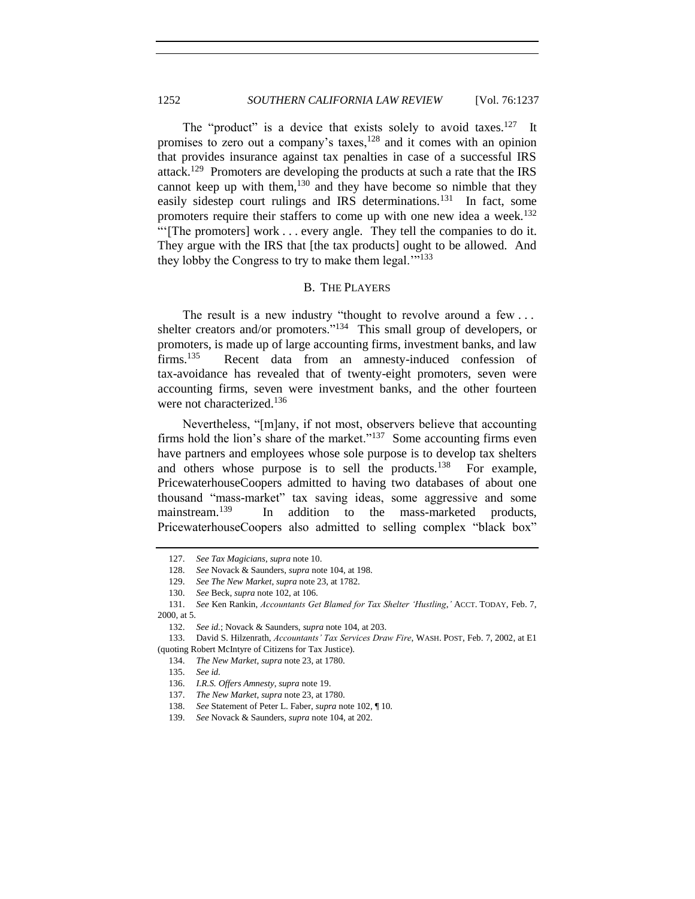The "product" is a device that exists solely to avoid taxes.[127] It promises to zero out a company's taxes,[128] and it comes with an opinion that provides insurance against tax penalties in case of a successful IRS attack.[129] Promoters are developing the products at such a rate that the IRS cannot keep up with them,[130] and they have become so nimble that they easily sidestep court rulings and IRS determinations.[131] In fact, some promoters require their staffers to come up with one new idea a week.[132] "'[The promoters] work . . . every angle. They tell the companies to do it. They argue with the IRS that [the tax products] ought to be allowed. And they lobby the Congress to try to make them legal.'"[133]

### B. THE PLAYERS

The result is a new industry "thought to revolve around a few . . . shelter creators and/or promoters."[134] This small group of developers, or promoters, is made up of large accounting firms, investment banks, and law firms.[135] Recent data from an amnesty-induced confession of tax-avoidance has revealed that of twenty-eight promoters, seven were accounting firms, seven were investment banks, and the other fourteen were not characterized.[136]

Nevertheless, "[m]any, if not most, observers believe that accounting firms hold the lion's share of the market."[137] Some accounting firms even have partners and employees whose sole purpose is to develop tax shelters and others whose purpose is to sell the products.[138] For example, PricewaterhouseCoopers admitted to having two databases of about one thousand "mass-market" tax saving ideas, some aggressive and some mainstream.[139] In addition to the mass-marketed products, PricewaterhouseCoopers also admitted to selling complex "black box"

---

127. *See Tax Magicians*, *supra* note 10.

128. *See* Novack & Saunders, *supra* note 104, at 198.

129. *See The New Market*, *supra* note 23, at 1782.

130. *See* Beck, *supra* note 102, at 106.

131. *See* Ken Rankin, *Accountants Get Blamed for Tax Shelter 'Hustling*,*'* ACCT. TODAY, Feb. 7, 2000, at 5.

132. *See id.*; Novack & Saunders, *supra* note 104, at 203.

133. David S. Hilzenrath, *Accountants' Tax Services Draw Fire*, WASH. POST, Feb. 7, 2002, at E1 (quoting Robert McIntyre of Citizens for Tax Justice).

134. *The New Market*, *supra* note 23, at 1780.

135. *See id.*

136. *I.R.S. Offers Amnesty*, *supra* note 19.

137. *The New Market*, *supra* note 23, at 1780.

138. *See* Statement of Peter L. Faber, *supra* note 102, ¶ 10.

139. *See* Novack & Saunders, *supra* note 104, at 202.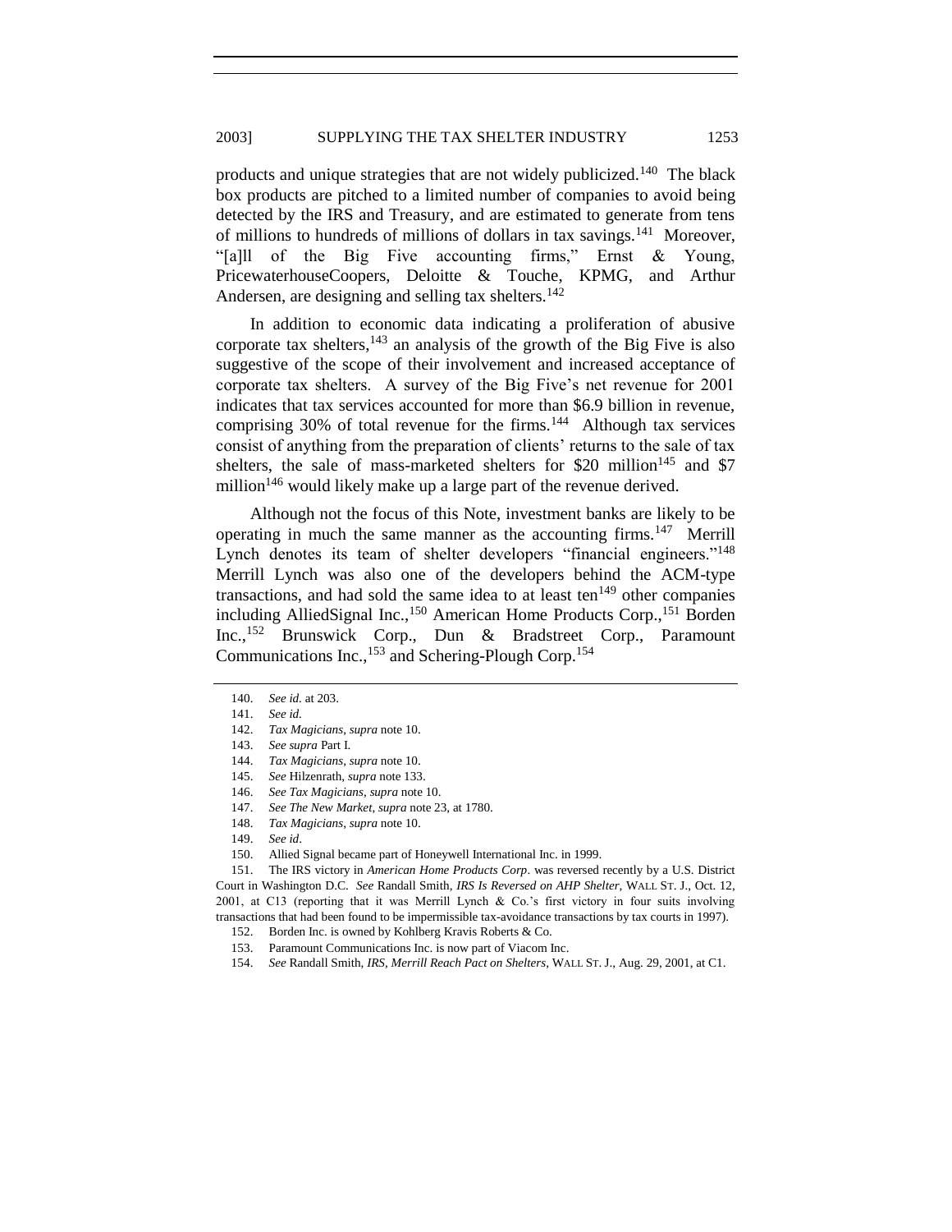products and unique strategies that are not widely publicized.[140] The black box products are pitched to a limited number of companies to avoid being detected by the IRS and Treasury, and are estimated to generate from tens of millions to hundreds of millions of dollars in tax savings.[141] Moreover, "[a]ll of the Big Five accounting firms," Ernst & Young, PricewaterhouseCoopers, Deloitte & Touche, KPMG, and Arthur Andersen, are designing and selling tax shelters.[142]

In addition to economic data indicating a proliferation of abusive corporate tax shelters,[143] an analysis of the growth of the Big Five is also suggestive of the scope of their involvement and increased acceptance of corporate tax shelters. A survey of the Big Five's net revenue for 2001 indicates that tax services accounted for more than $6.9 billion in revenue, comprising 30% of total revenue for the firms.[144] Although tax services consist of anything from the preparation of clients' returns to the sale of tax shelters, the sale of mass-marketed shelters for $20 million[145] and $7 million[146] would likely make up a large part of the revenue derived.

Although not the focus of this Note, investment banks are likely to be operating in much the same manner as the accounting firms.[147] Merrill Lynch denotes its team of shelter developers "financial engineers."[148] Merrill Lynch was also one of the developers behind the ACM-type transactions, and had sold the same idea to at least ten[149] other companies including AlliedSignal Inc.,[150] American Home Products Corp.,[151] Borden Inc.,[152] Brunswick Corp., Dun & Bradstreet Corp., Paramount Communications Inc.,[153] and Schering-Plough Corp.[154]

---

140. *See id.* at 203.

141. *See id.*

142. *Tax Magicians*, *supra* note 10.

143. *See supra* Part I.

144. *Tax Magicians*, *supra* note 10.

145. *See* Hilzenrath, *supra* note 133.

146. *See Tax Magicians*, *supra* note 10.

147. *See The New Market*, *supra* note 23, at 1780.

148. *Tax Magicians*, *supra* note 10.

149. *See id*.

150. Allied Signal became part of Honeywell International Inc. in 1999.

151. The IRS victory in *American Home Products Corp*. was reversed recently by a U.S. District Court in Washington D.C. *See* Randall Smith, *IRS Is Reversed on AHP Shelter*, WALL ST. J., Oct. 12, 2001, at C13 (reporting that it was Merrill Lynch & Co.'s first victory in four suits involving transactions that had been found to be impermissible tax-avoidance transactions by tax courts in 1997).

152. Borden Inc. is owned by Kohlberg Kravis Roberts & Co.

153. Paramount Communications Inc. is now part of Viacom Inc.

154. *See* Randall Smith, *IRS, Merrill Reach Pact on Shelters*, WALL ST. J., Aug. 29, 2001, at C1.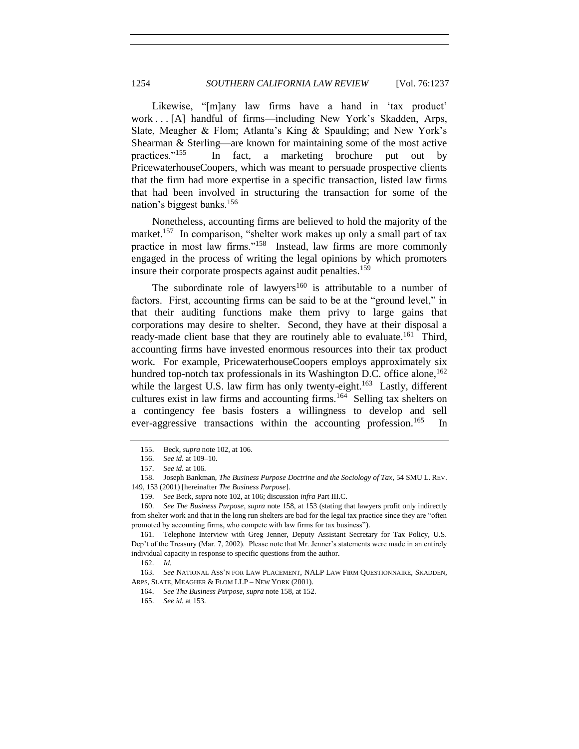Likewise, "[m]any law firms have a hand in 'tax product' work . . . [A] handful of firms—including New York's Skadden, Arps, Slate, Meagher & Flom; Atlanta's King & Spaulding; and New York's Shearman & Sterling—are known for maintaining some of the most active practices."[155] In fact, a marketing brochure put out by PricewaterhouseCoopers, which was meant to persuade prospective clients that the firm had more expertise in a specific transaction, listed law firms that had been involved in structuring the transaction for some of the nation's biggest banks.[156]

Nonetheless, accounting firms are believed to hold the majority of the market.[157] In comparison, "shelter work makes up only a small part of tax practice in most law firms."[158] Instead, law firms are more commonly engaged in the process of writing the legal opinions by which promoters insure their corporate prospects against audit penalties.[159]

The subordinate role of lawyers[160] is attributable to a number of factors. First, accounting firms can be said to be at the "ground level," in that their auditing functions make them privy to large gains that corporations may desire to shelter. Second, they have at their disposal a ready-made client base that they are routinely able to evaluate.[161] Third, accounting firms have invested enormous resources into their tax product work. For example, PricewaterhouseCoopers employs approximately six hundred top-notch tax professionals in its Washington D.C. office alone,[162] while the largest U.S. law firm has only twenty-eight.[163] Lastly, different cultures exist in law firms and accounting firms.[164] Selling tax shelters on a contingency fee basis fosters a willingness to develop and sell ever-aggressive transactions within the accounting profession.[165] In

---

155. Beck, *supra* note 102, at 106.

156. *See id.* at 109–10.

157. *See id.* at 106.

158. Joseph Bankman, *The Business Purpose Doctrine and the Sociology of Tax*, 54 SMU L. REV. 149, 153 (2001) [hereinafter *The Business Purpose*].

159. *See* Beck, *supra* note 102, at 106; discussion *infra* Part III.C.

160. *See The Business Purpose*, *supra* note 158, at 153 (stating that lawyers profit only indirectly from shelter work and that in the long run shelters are bad for the legal tax practice since they are "often promoted by accounting firms, who compete with law firms for tax business").

161. Telephone Interview with Greg Jenner, Deputy Assistant Secretary for Tax Policy, U.S. Dep't of the Treasury (Mar. 7, 2002). Please note that Mr. Jenner's statements were made in an entirely individual capacity in response to specific questions from the author.

162. *Id.*

163. *See* NATIONAL ASS'N FOR LAW PLACEMENT, NALP LAW FIRM QUESTIONNAIRE, SKADDEN, ARPS, SLATE, MEAGHER & FLOM LLP – NEW YORK (2001).

164. *See The Business Purpose*, *supra* note 158, at 152.

165. *See id.* at 153.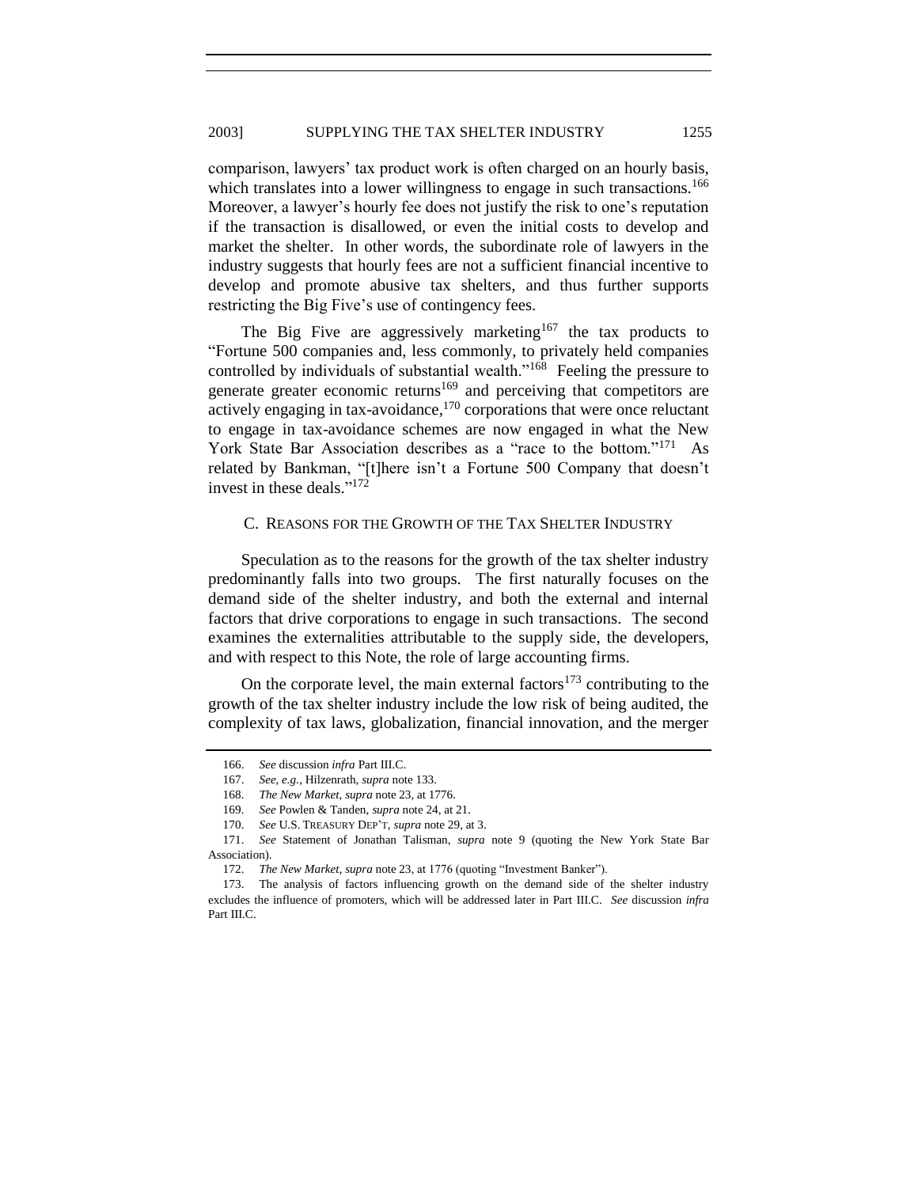comparison, lawyers' tax product work is often charged on an hourly basis, which translates into a lower willingness to engage in such transactions.[166] Moreover, a lawyer's hourly fee does not justify the risk to one's reputation if the transaction is disallowed, or even the initial costs to develop and market the shelter. In other words, the subordinate role of lawyers in the industry suggests that hourly fees are not a sufficient financial incentive to develop and promote abusive tax shelters, and thus further supports restricting the Big Five's use of contingency fees.

The Big Five are aggressively marketing[167] the tax products to "Fortune 500 companies and, less commonly, to privately held companies controlled by individuals of substantial wealth."[168] Feeling the pressure to generate greater economic returns[169] and perceiving that competitors are actively engaging in tax-avoidance,[170] corporations that were once reluctant to engage in tax-avoidance schemes are now engaged in what the New York State Bar Association describes as a "race to the bottom."[171] As related by Bankman, "[t]here isn't a Fortune 500 Company that doesn't invest in these deals."[172]

### C. Reasons for the Growth of the Tax Shelter Industry

Speculation as to the reasons for the growth of the tax shelter industry predominantly falls into two groups. The first naturally focuses on the demand side of the shelter industry, and both the external and internal factors that drive corporations to engage in such transactions. The second examines the externalities attributable to the supply side, the developers, and with respect to this Note, the role of large accounting firms.

On the corporate level, the main external factors[173] contributing to the growth of the tax shelter industry include the low risk of being audited, the complexity of tax laws, globalization, financial innovation, and the merger

---

166. *See* discussion *infra* Part III.C.

167. *See, e.g.*, Hilzenrath, *supra* note 133.

168. *The New Market*, *supra* note 23, at 1776.

169. *See* Powlen & Tanden, *supra* note 24, at 21.

170. *See* U.S. Treasury Dep't, *supra* note 29, at 3.

171. *See* Statement of Jonathan Talisman, *supra* note 9 (quoting the New York State Bar Association).

172. *The New Market*, *supra* note 23, at 1776 (quoting "Investment Banker").

173. The analysis of factors influencing growth on the demand side of the shelter industry excludes the influence of promoters, which will be addressed later in Part III.C. *See* discussion *infra* Part III.C.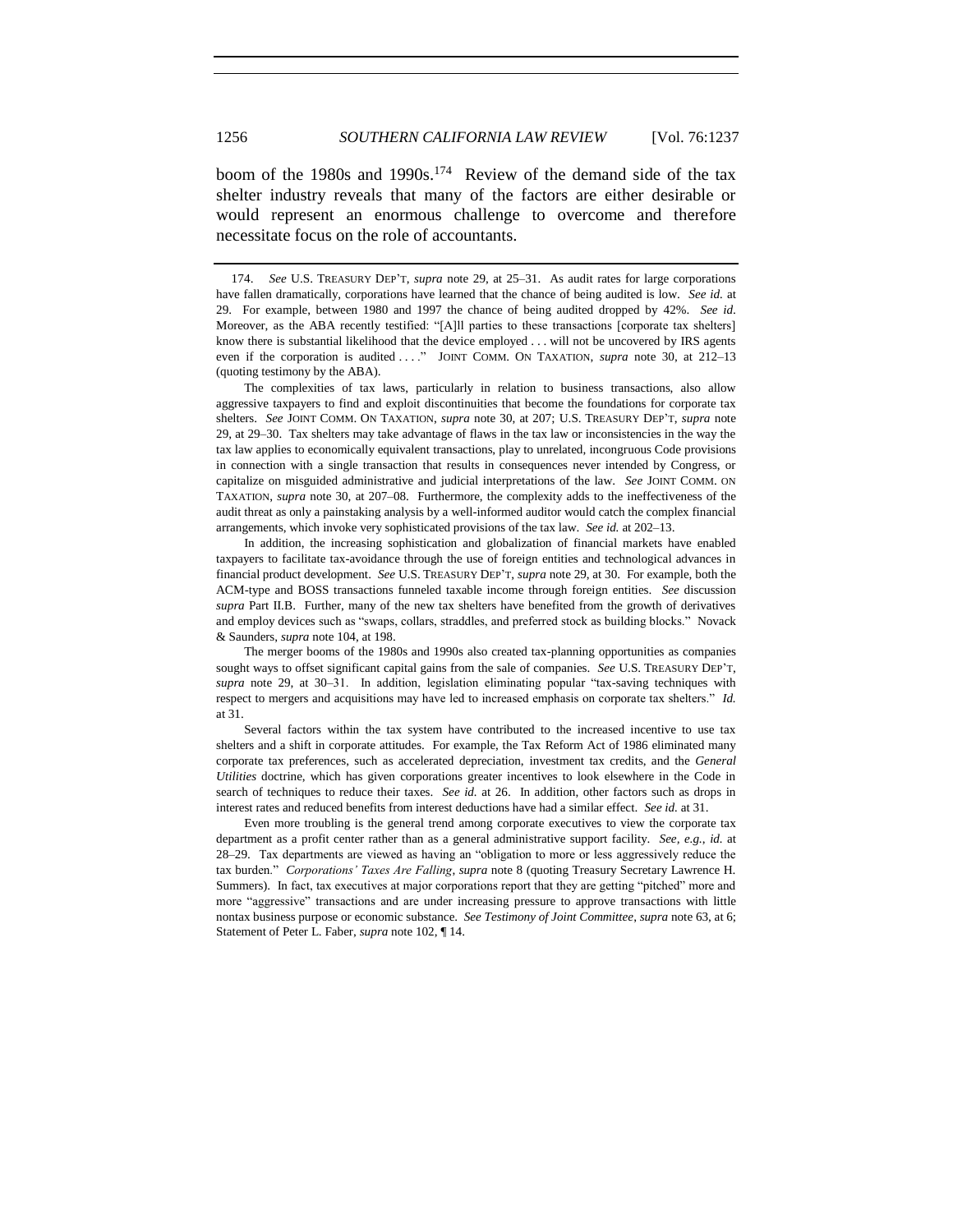boom of the 1980s and 1990s.[174] Review of the demand side of the tax shelter industry reveals that many of the factors are either desirable or would represent an enormous challenge to overcome and therefore necessitate focus on the role of accountants.

---

174. *See* U.S. TREASURY DEP'T, *supra* note 29, at 25–31. As audit rates for large corporations have fallen dramatically, corporations have learned that the chance of being audited is low. *See id.* at 29. For example, between 1980 and 1997 the chance of being audited dropped by 42%. *See id.* Moreover, as the ABA recently testified: "[A]ll parties to these transactions [corporate tax shelters] know there is substantial likelihood that the device employed . . . will not be uncovered by IRS agents even if the corporation is audited . . . ." JOINT COMM. ON TAXATION, *supra* note 30, at 212–13 (quoting testimony by the ABA).

The complexities of tax laws, particularly in relation to business transactions, also allow aggressive taxpayers to find and exploit discontinuities that become the foundations for corporate tax shelters. *See* JOINT COMM. ON TAXATION, *supra* note 30, at 207; U.S. TREASURY DEP'T, *supra* note 29, at 29–30. Tax shelters may take advantage of flaws in the tax law or inconsistencies in the way the tax law applies to economically equivalent transactions, play to unrelated, incongruous Code provisions in connection with a single transaction that results in consequences never intended by Congress, or capitalize on misguided administrative and judicial interpretations of the law. *See* JOINT COMM. ON TAXATION, *supra* note 30, at 207–08. Furthermore, the complexity adds to the ineffectiveness of the audit threat as only a painstaking analysis by a well-informed auditor would catch the complex financial arrangements, which invoke very sophisticated provisions of the tax law. *See id.* at 202–13.

In addition, the increasing sophistication and globalization of financial markets have enabled taxpayers to facilitate tax-avoidance through the use of foreign entities and technological advances in financial product development. *See* U.S. TREASURY DEP'T, *supra* note 29, at 30. For example, both the ACM-type and BOSS transactions funneled taxable income through foreign entities. *See* discussion *supra* Part II.B. Further, many of the new tax shelters have benefited from the growth of derivatives and employ devices such as "swaps, collars, straddles, and preferred stock as building blocks." Novack & Saunders, *supra* note 104, at 198.

The merger booms of the 1980s and 1990s also created tax-planning opportunities as companies sought ways to offset significant capital gains from the sale of companies. *See* U.S. TREASURY DEP'T, *supra* note 29, at 30–31. In addition, legislation eliminating popular "tax-saving techniques with respect to mergers and acquisitions may have led to increased emphasis on corporate tax shelters." *Id.* at 31.

Several factors within the tax system have contributed to the increased incentive to use tax shelters and a shift in corporate attitudes. For example, the Tax Reform Act of 1986 eliminated many corporate tax preferences, such as accelerated depreciation, investment tax credits, and the *General Utilities* doctrine, which has given corporations greater incentives to look elsewhere in the Code in search of techniques to reduce their taxes. *See id.* at 26. In addition, other factors such as drops in interest rates and reduced benefits from interest deductions have had a similar effect. *See id.* at 31.

Even more troubling is the general trend among corporate executives to view the corporate tax department as a profit center rather than as a general administrative support facility. *See, e.g.*, *id.* at 28–29. Tax departments are viewed as having an "obligation to more or less aggressively reduce the tax burden." *Corporations' Taxes Are Falling*, *supra* note 8 (quoting Treasury Secretary Lawrence H. Summers). In fact, tax executives at major corporations report that they are getting "pitched" more and more "aggressive" transactions and are under increasing pressure to approve transactions with little nontax business purpose or economic substance. *See Testimony of Joint Committee*, *supra* note 63, at 6; Statement of Peter L. Faber, *supra* note 102, ¶ 14.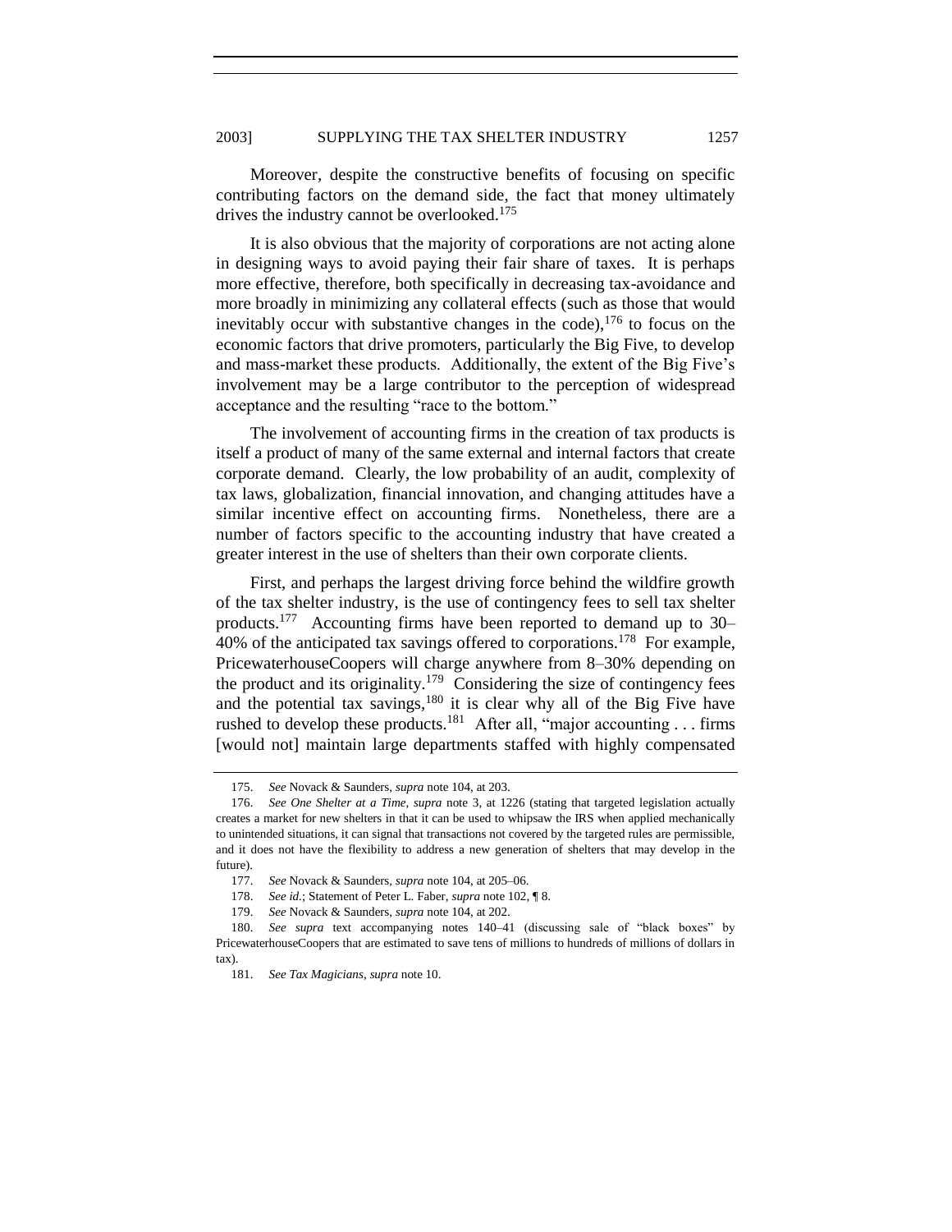Moreover, despite the constructive benefits of focusing on specific contributing factors on the demand side, the fact that money ultimately drives the industry cannot be overlooked.[175]

It is also obvious that the majority of corporations are not acting alone in designing ways to avoid paying their fair share of taxes. It is perhaps more effective, therefore, both specifically in decreasing tax-avoidance and more broadly in minimizing any collateral effects (such as those that would inevitably occur with substantive changes in the code),[176] to focus on the economic factors that drive promoters, particularly the Big Five, to develop and mass-market these products. Additionally, the extent of the Big Five's involvement may be a large contributor to the perception of widespread acceptance and the resulting "race to the bottom."

The involvement of accounting firms in the creation of tax products is itself a product of many of the same external and internal factors that create corporate demand. Clearly, the low probability of an audit, complexity of tax laws, globalization, financial innovation, and changing attitudes have a similar incentive effect on accounting firms. Nonetheless, there are a number of factors specific to the accounting industry that have created a greater interest in the use of shelters than their own corporate clients.

First, and perhaps the largest driving force behind the wildfire growth of the tax shelter industry, is the use of contingency fees to sell tax shelter products.[177] Accounting firms have been reported to demand up to 30–40% of the anticipated tax savings offered to corporations.[178] For example, PricewaterhouseCoopers will charge anywhere from 8–30% depending on the product and its originality.[179] Considering the size of contingency fees and the potential tax savings,[180] it is clear why all of the Big Five have rushed to develop these products.[181] After all, "major accounting . . . firms [would not] maintain large departments staffed with highly compensated

---

175. *See* Novack & Saunders, *supra* note 104, at 203.

176. *See One Shelter at a Time*, *supra* note 3, at 1226 (stating that targeted legislation actually creates a market for new shelters in that it can be used to whipsaw the IRS when applied mechanically to unintended situations, it can signal that transactions not covered by the targeted rules are permissible, and it does not have the flexibility to address a new generation of shelters that may develop in the future).

177. *See* Novack & Saunders, *supra* note 104, at 205–06.

178. *See id.*; Statement of Peter L. Faber, *supra* note 102, ¶ 8.

179. *See* Novack & Saunders, *supra* note 104, at 202.

180. *See supra* text accompanying notes 140–41 (discussing sale of "black boxes" by PricewaterhouseCoopers that are estimated to save tens of millions to hundreds of millions of dollars in tax).

181. *See Tax Magicians*, *supra* note 10.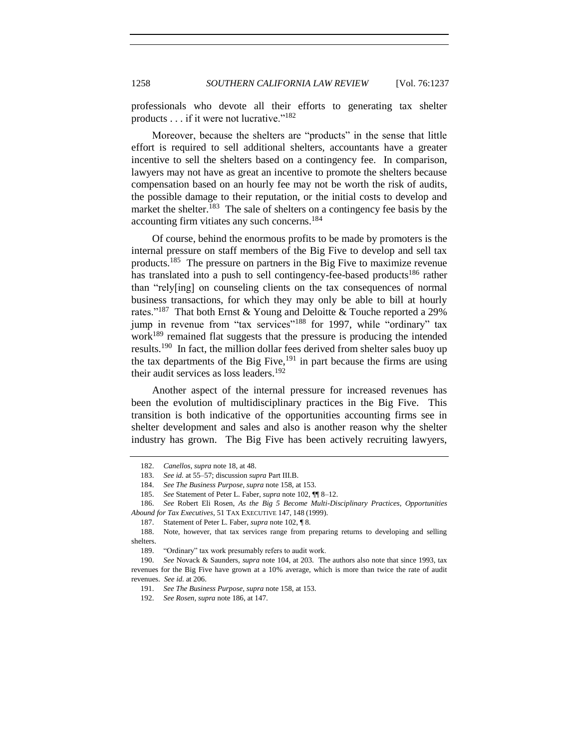professionals who devote all their efforts to generating tax shelter products . . . if it were not lucrative."[182]

Moreover, because the shelters are "products" in the sense that little effort is required to sell additional shelters, accountants have a greater incentive to sell the shelters based on a contingency fee. In comparison, lawyers may not have as great an incentive to promote the shelters because compensation based on an hourly fee may not be worth the risk of audits, the possible damage to their reputation, or the initial costs to develop and market the shelter.[183] The sale of shelters on a contingency fee basis by the accounting firm vitiates any such concerns.[184]

Of course, behind the enormous profits to be made by promoters is the internal pressure on staff members of the Big Five to develop and sell tax products.[185] The pressure on partners in the Big Five to maximize revenue has translated into a push to sell contingency-fee-based products[186] rather than "rely[ing] on counseling clients on the tax consequences of normal business transactions, for which they may only be able to bill at hourly rates."[187] That both Ernst & Young and Deloitte & Touche reported a 29% jump in revenue from "tax services"[188] for 1997, while "ordinary" tax work[189] remained flat suggests that the pressure is producing the intended results.[190] In fact, the million dollar fees derived from shelter sales buoy up the tax departments of the Big Five,[191] in part because the firms are using their audit services as loss leaders.[192]

Another aspect of the internal pressure for increased revenues has been the evolution of multidisciplinary practices in the Big Five. This transition is both indicative of the opportunities accounting firms see in shelter development and sales and also is another reason why the shelter industry has grown. The Big Five has been actively recruiting lawyers,

---

182. *Canellos*, *supra* note 18, at 48.

183. *See id.* at 55–57; discussion *supra* Part III.B.

184. *See The Business Purpose*, *supra* note 158, at 153.

185. *See* Statement of Peter L. Faber, *supra* note 102, ¶¶ 8–12.

186. *See* Robert Eli Rosen, *As the Big 5 Become Multi-Disciplinary Practices, Opportunities Abound for Tax Executives*, 51 TAX EXECUTIVE 147, 148 (1999).

187. Statement of Peter L. Faber, *supra* note 102, ¶ 8.

188. Note, however, that tax services range from preparing returns to developing and selling shelters.

189. "Ordinary" tax work presumably refers to audit work.

190. *See* Novack & Saunders, *supra* note 104, at 203. The authors also note that since 1993, tax revenues for the Big Five have grown at a 10% average, which is more than twice the rate of audit revenues. *See id.* at 206.

191. *See The Business Purpose*, *supra* note 158, at 153.

192. *See Rosen*, *supra* note 186, at 147.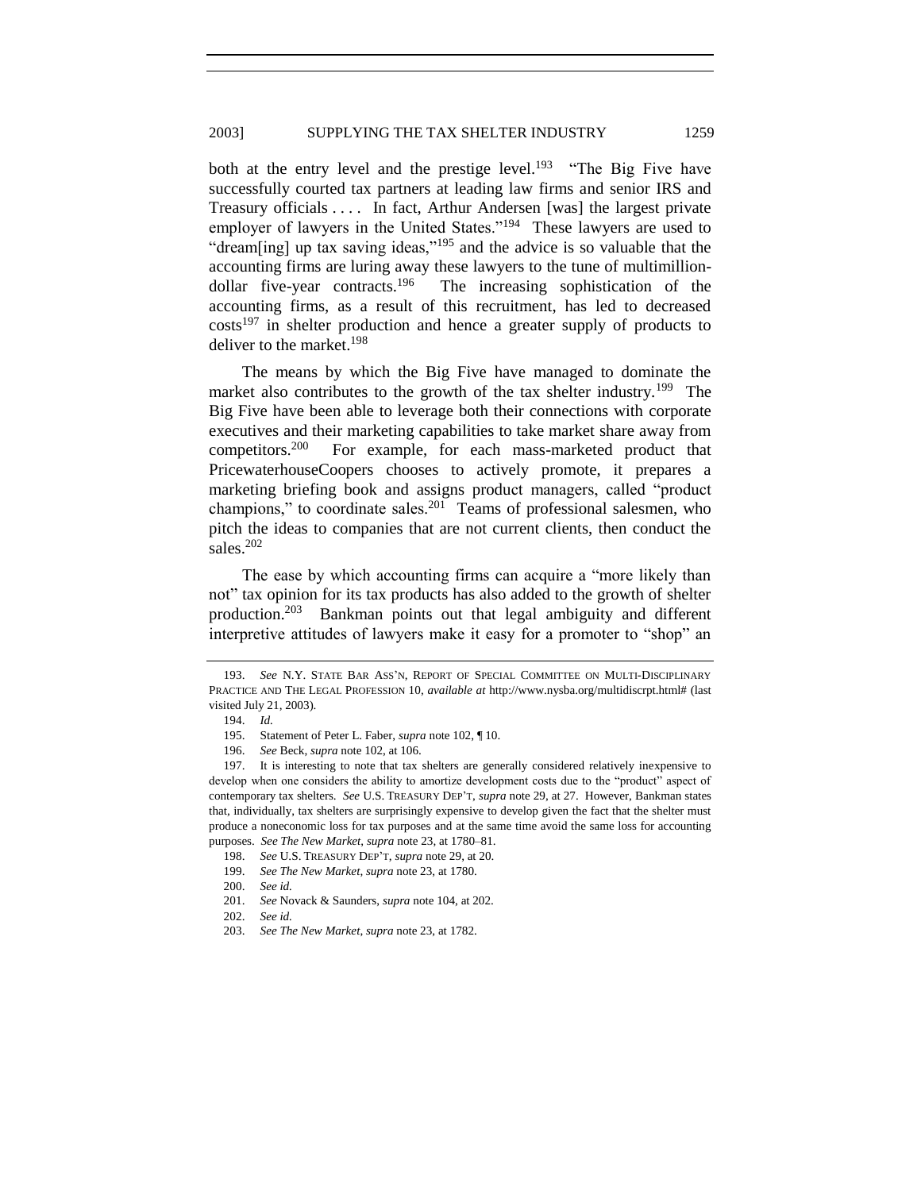both at the entry level and the prestige level.[193] "The Big Five have successfully courted tax partners at leading law firms and senior IRS and Treasury officials . . . . In fact, Arthur Andersen [was] the largest private employer of lawyers in the United States."[194] These lawyers are used to "dream[ing] up tax saving ideas,"[195] and the advice is so valuable that the accounting firms are luring away these lawyers to the tune of multimillion-dollar five-year contracts.[196] The increasing sophistication of the accounting firms, as a result of this recruitment, has led to decreased costs[197] in shelter production and hence a greater supply of products to deliver to the market.[198]

The means by which the Big Five have managed to dominate the market also contributes to the growth of the tax shelter industry.[199] The Big Five have been able to leverage both their connections with corporate executives and their marketing capabilities to take market share away from competitors.[200] For example, for each mass-marketed product that PricewaterhouseCoopers chooses to actively promote, it prepares a marketing briefing book and assigns product managers, called "product champions," to coordinate sales.[201] Teams of professional salesmen, who pitch the ideas to companies that are not current clients, then conduct the sales.[202]

The ease by which accounting firms can acquire a "more likely than not" tax opinion for its tax products has also added to the growth of shelter production.[203] Bankman points out that legal ambiguity and different interpretive attitudes of lawyers make it easy for a promoter to "shop" an

---

193. *See* N.Y. STATE BAR ASS'N, REPORT OF SPECIAL COMMITTEE ON MULTI-DISCIPLINARY PRACTICE AND THE LEGAL PROFESSION 10, *available at* http://www.nysba.org/multidiscrpt.html# (last visited July 21, 2003).

194. *Id.*

195. Statement of Peter L. Faber, *supra* note 102, ¶ 10.

196. *See* Beck, *supra* note 102, at 106.

197. It is interesting to note that tax shelters are generally considered relatively inexpensive to develop when one considers the ability to amortize development costs due to the "product" aspect of contemporary tax shelters. *See* U.S. TREASURY DEP'T, *supra* note 29, at 27. However, Bankman states that, individually, tax shelters are surprisingly expensive to develop given the fact that the shelter must produce a noneconomic loss for tax purposes and at the same time avoid the same loss for accounting purposes. *See The New Market*, *supra* note 23, at 1780–81.

198. *See* U.S. TREASURY DEP'T, *supra* note 29, at 20.

199. *See The New Market*, *supra* note 23, at 1780.

200. *See id.*

201. *See* Novack & Saunders, *supra* note 104, at 202.

202. *See id.*

203. *See The New Market*, *supra* note 23, at 1782.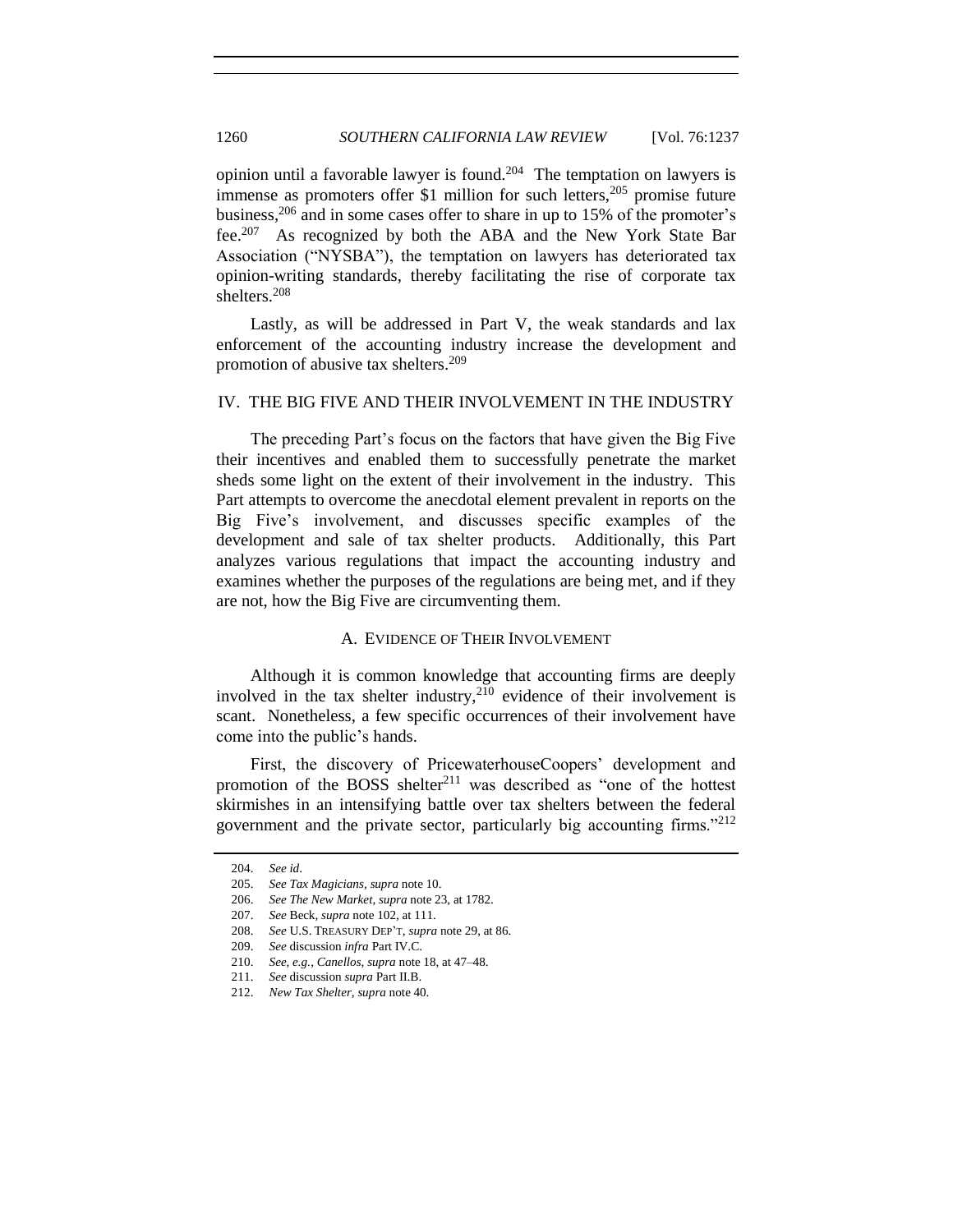opinion until a favorable lawyer is found.[204] The temptation on lawyers is immense as promoters offer $1 million for such letters,[205] promise future business,[206] and in some cases offer to share in up to 15% of the promoter's fee.[207] As recognized by both the ABA and the New York State Bar Association ("NYSBA"), the temptation on lawyers has deteriorated tax opinion-writing standards, thereby facilitating the rise of corporate tax shelters.[208]

Lastly, as will be addressed in Part V, the weak standards and lax enforcement of the accounting industry increase the development and promotion of abusive tax shelters.[209]

## IV. THE BIG FIVE AND THEIR INVOLVEMENT IN THE INDUSTRY

The preceding Part's focus on the factors that have given the Big Five their incentives and enabled them to successfully penetrate the market sheds some light on the extent of their involvement in the industry. This Part attempts to overcome the anecdotal element prevalent in reports on the Big Five's involvement, and discusses specific examples of the development and sale of tax shelter products. Additionally, this Part analyzes various regulations that impact the accounting industry and examines whether the purposes of the regulations are being met, and if they are not, how the Big Five are circumventing them.

### A. EVIDENCE OF THEIR INVOLVEMENT

Although it is common knowledge that accounting firms are deeply involved in the tax shelter industry,[210] evidence of their involvement is scant. Nonetheless, a few specific occurrences of their involvement have come into the public's hands.

First, the discovery of PricewaterhouseCoopers' development and promotion of the BOSS shelter[211] was described as "one of the hottest skirmishes in an intensifying battle over tax shelters between the federal government and the private sector, particularly big accounting firms."[212]

---

204. *See id*.

205. *See Tax Magicians*, *supra* note 10.

206. *See The New Market*, *supra* note 23, at 1782.

207. *See* Beck, *supra* note 102, at 111.

208. *See* U.S. TREASURY DEP'T, *supra* note 29, at 86.

209. *See* discussion *infra* Part IV.C.

210. *See, e.g.*, *Canellos*, *supra* note 18, at 47–48.

211. *See* discussion *supra* Part II.B.

212. *New Tax Shelter*, *supra* note 40.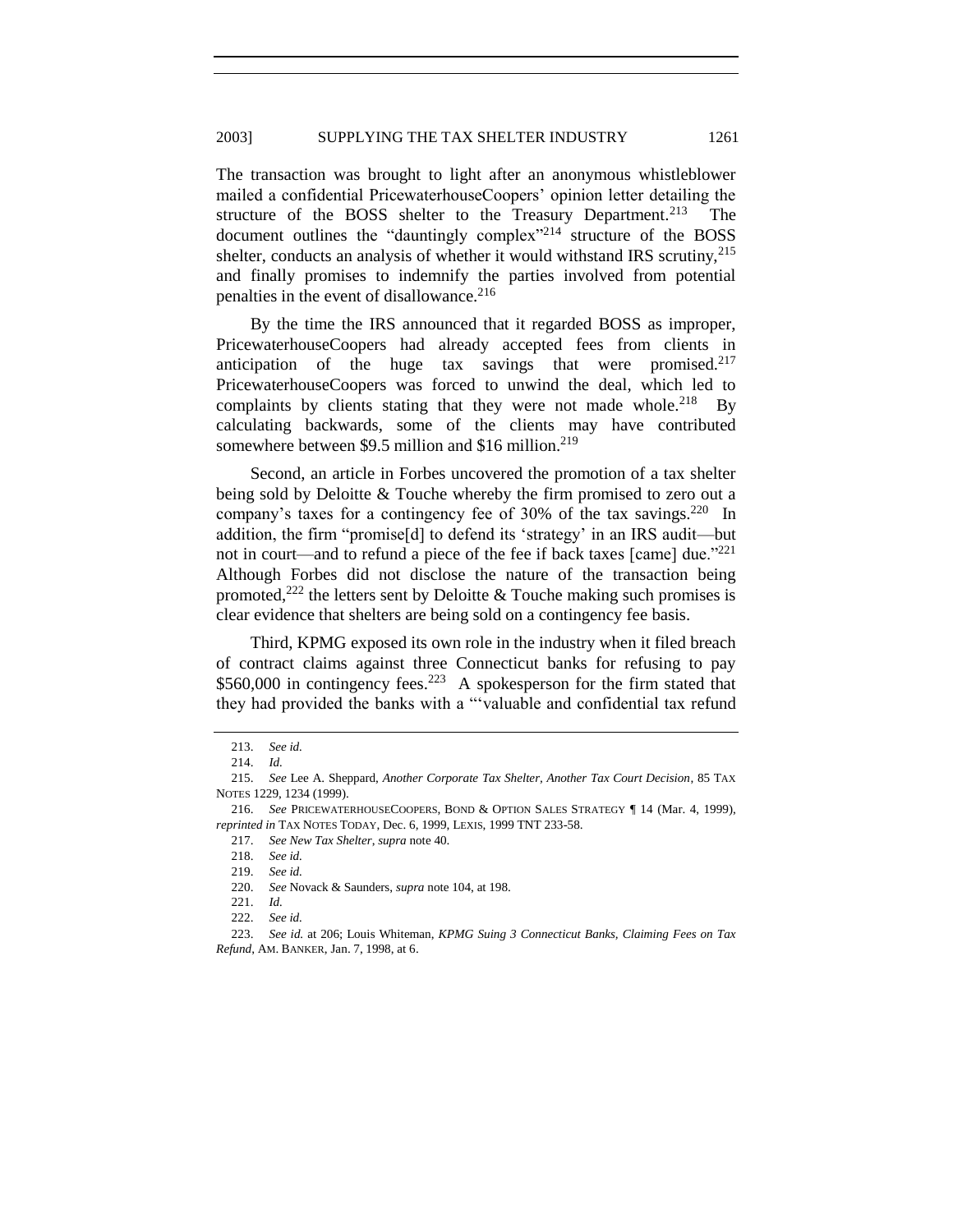The transaction was brought to light after an anonymous whistleblower mailed a confidential PricewaterhouseCoopers' opinion letter detailing the structure of the BOSS shelter to the Treasury Department.[213] The document outlines the "dauntingly complex"[214] structure of the BOSS shelter, conducts an analysis of whether it would withstand IRS scrutiny,[215] and finally promises to indemnify the parties involved from potential penalties in the event of disallowance.[216]

By the time the IRS announced that it regarded BOSS as improper, PricewaterhouseCoopers had already accepted fees from clients in anticipation of the huge tax savings that were promised.[217] PricewaterhouseCoopers was forced to unwind the deal, which led to complaints by clients stating that they were not made whole.[218] By calculating backwards, some of the clients may have contributed somewhere between $9.5 million and $16 million.[219]

Second, an article in Forbes uncovered the promotion of a tax shelter being sold by Deloitte & Touche whereby the firm promised to zero out a company's taxes for a contingency fee of 30% of the tax savings.[220] In addition, the firm "promise[d] to defend its 'strategy' in an IRS audit—but not in court—and to refund a piece of the fee if back taxes [came] due."[221] Although Forbes did not disclose the nature of the transaction being promoted,[222] the letters sent by Deloitte & Touche making such promises is clear evidence that shelters are being sold on a contingency fee basis.

Third, KPMG exposed its own role in the industry when it filed breach of contract claims against three Connecticut banks for refusing to pay $560,000 in contingency fees.[223] A spokesperson for the firm stated that they had provided the banks with a "'valuable and confidential tax refund

---

213. *See id.*

214. *Id.*

215. *See* Lee A. Sheppard, *Another Corporate Tax Shelter, Another Tax Court Decision*, 85 TAX NOTES 1229, 1234 (1999).

216. *See* PRICEWATERHOUSECOOPERS, BOND & OPTION SALES STRATEGY ¶ 14 (Mar. 4, 1999), *reprinted in* TAX NOTES TODAY, Dec. 6, 1999, LEXIS, 1999 TNT 233-58.

217. *See New Tax Shelter*, *supra* note 40.

218. *See id.*

219. *See id.*

220. *See* Novack & Saunders, *supra* note 104, at 198.

221. *Id.*

222. *See id.*

223. *See id.* at 206; Louis Whiteman, *KPMG Suing 3 Connecticut Banks, Claiming Fees on Tax Refund*, AM. BANKER, Jan. 7, 1998, at 6.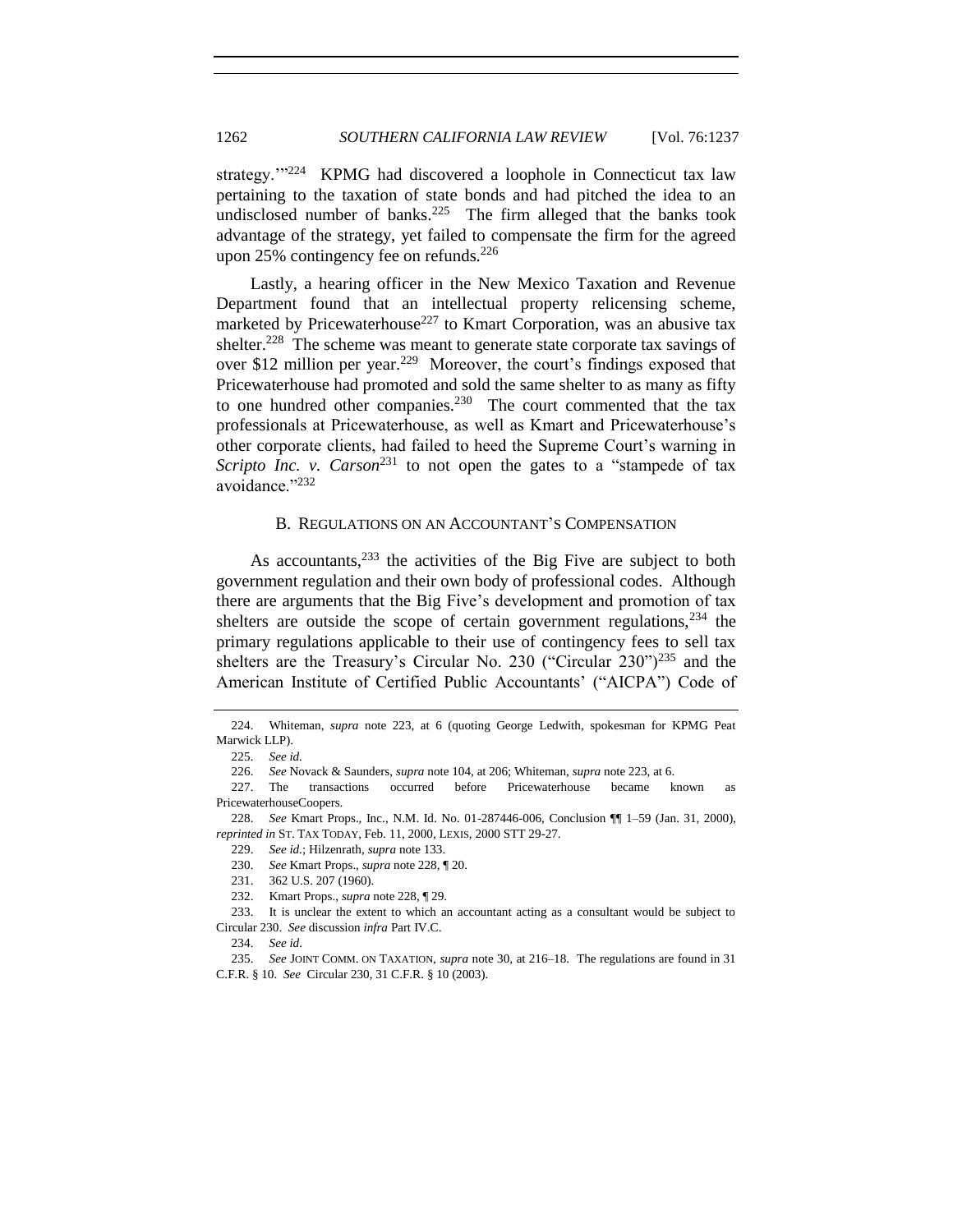strategy.'"[224] KPMG had discovered a loophole in Connecticut tax law pertaining to the taxation of state bonds and had pitched the idea to an undisclosed number of banks.[225] The firm alleged that the banks took advantage of the strategy, yet failed to compensate the firm for the agreed upon 25% contingency fee on refunds.[226]

Lastly, a hearing officer in the New Mexico Taxation and Revenue Department found that an intellectual property relicensing scheme, marketed by Pricewaterhouse[227] to Kmart Corporation, was an abusive tax shelter.[228] The scheme was meant to generate state corporate tax savings of over $12 million per year.[229] Moreover, the court's findings exposed that Pricewaterhouse had promoted and sold the same shelter to as many as fifty to one hundred other companies.[230] The court commented that the tax professionals at Pricewaterhouse, as well as Kmart and Pricewaterhouse's other corporate clients, had failed to heed the Supreme Court's warning in *Scripto Inc. v. Carson*[231] to not open the gates to a "stampede of tax avoidance."[232]

### B. Regulations on an Accountant's Compensation

As accountants,[233] the activities of the Big Five are subject to both government regulation and their own body of professional codes. Although there are arguments that the Big Five's development and promotion of tax shelters are outside the scope of certain government regulations,[234] the primary regulations applicable to their use of contingency fees to sell tax shelters are the Treasury's Circular No. 230 ("Circular 230")[235] and the American Institute of Certified Public Accountants' ("AICPA") Code of

---

224. Whiteman, *supra* note 223, at 6 (quoting George Ledwith, spokesman for KPMG Peat Marwick LLP).

225. *See id.*

226. *See* Novack & Saunders, *supra* note 104, at 206; Whiteman, *supra* note 223, at 6.

227. The transactions occurred before Pricewaterhouse became known as PricewaterhouseCoopers.

228. *See* Kmart Props., Inc., N.M. Id. No. 01-287446-006, Conclusion ¶¶ 1–59 (Jan. 31, 2000), *reprinted in* ST. TAX TODAY, Feb. 11, 2000, LEXIS, 2000 STT 29-27.

229. *See id.*; Hilzenrath, *supra* note 133.

230. *See* Kmart Props., *supra* note 228, ¶ 20.

231. 362 U.S. 207 (1960).

232. Kmart Props., *supra* note 228, ¶ 29.

233. It is unclear the extent to which an accountant acting as a consultant would be subject to Circular 230. *See* discussion *infra* Part IV.C.

234. *See id*.

235. *See* JOINT COMM. ON TAXATION, *supra* note 30, at 216–18. The regulations are found in 31 C.F.R. § 10. *See* Circular 230, 31 C.F.R. § 10 (2003).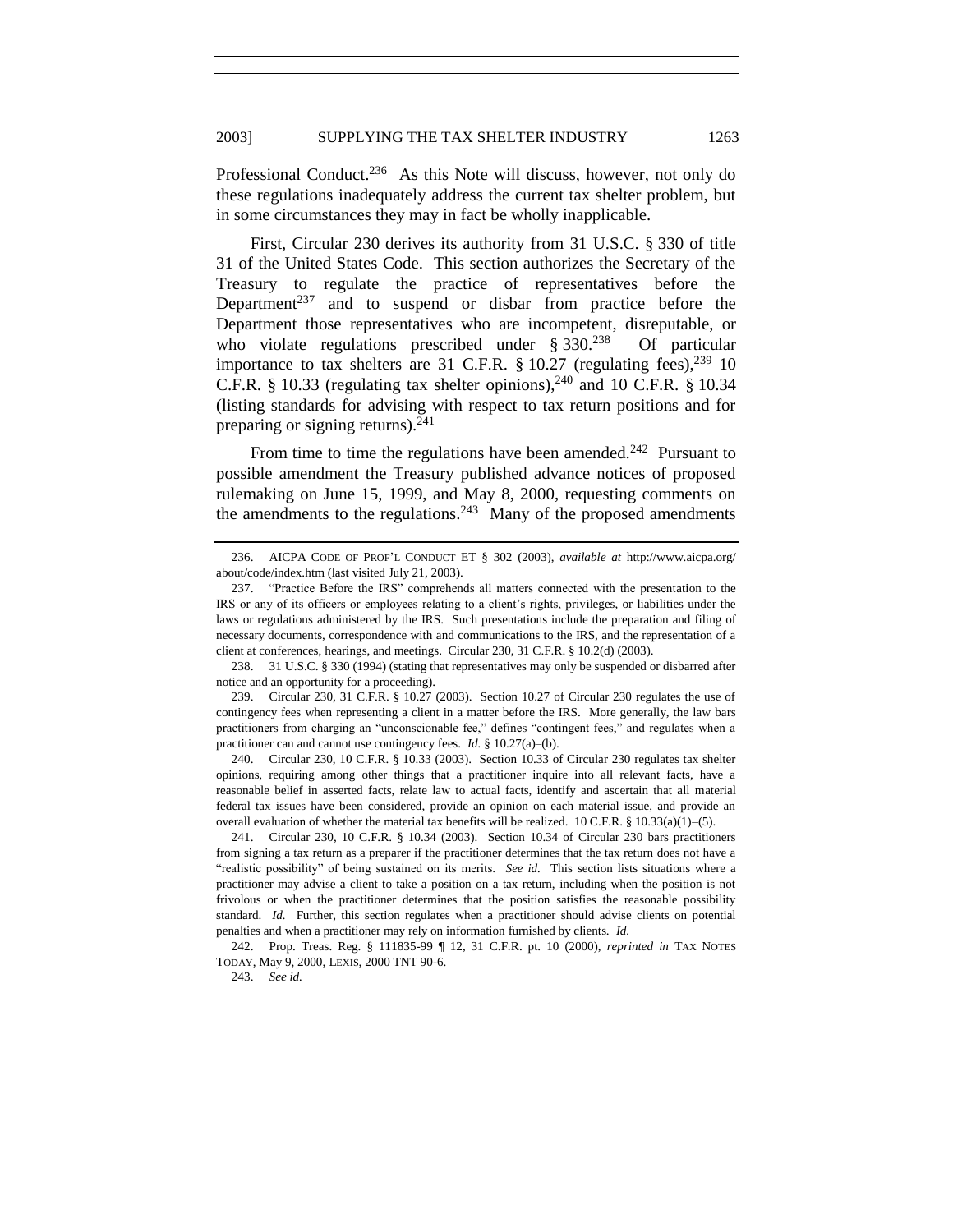Professional Conduct.[236] As this Note will discuss, however, not only do these regulations inadequately address the current tax shelter problem, but in some circumstances they may in fact be wholly inapplicable.

First, Circular 230 derives its authority from 31 U.S.C. § 330 of title 31 of the United States Code. This section authorizes the Secretary of the Treasury to regulate the practice of representatives before the Department[237] and to suspend or disbar from practice before the Department those representatives who are incompetent, disreputable, or who violate regulations prescribed under § 330.[238] Of particular importance to tax shelters are 31 C.F.R. § 10.27 (regulating fees),[239] 10 C.F.R. § 10.33 (regulating tax shelter opinions),[240] and 10 C.F.R. § 10.34 (listing standards for advising with respect to tax return positions and for preparing or signing returns).[241]

From time to time the regulations have been amended.[242] Pursuant to possible amendment the Treasury published advance notices of proposed rulemaking on June 15, 1999, and May 8, 2000, requesting comments on the amendments to the regulations.[243] Many of the proposed amendments

---

236. AICPA CODE OF PROF'L CONDUCT ET § 302 (2003), *available at* http://www.aicpa.org/about/code/index.htm (last visited July 21, 2003).

237. "Practice Before the IRS" comprehends all matters connected with the presentation to the IRS or any of its officers or employees relating to a client's rights, privileges, or liabilities under the laws or regulations administered by the IRS. Such presentations include the preparation and filing of necessary documents, correspondence with and communications to the IRS, and the representation of a client at conferences, hearings, and meetings. Circular 230, 31 C.F.R. § 10.2(d) (2003).

238. 31 U.S.C. § 330 (1994) (stating that representatives may only be suspended or disbarred after notice and an opportunity for a proceeding).

239. Circular 230, 31 C.F.R. § 10.27 (2003). Section 10.27 of Circular 230 regulates the use of contingency fees when representing a client in a matter before the IRS. More generally, the law bars practitioners from charging an "unconscionable fee," defines "contingent fees," and regulates when a practitioner can and cannot use contingency fees. *Id.* § 10.27(a)–(b).

240. Circular 230, 10 C.F.R. § 10.33 (2003). Section 10.33 of Circular 230 regulates tax shelter opinions, requiring among other things that a practitioner inquire into all relevant facts, have a reasonable belief in asserted facts, relate law to actual facts, identify and ascertain that all material federal tax issues have been considered, provide an opinion on each material issue, and provide an overall evaluation of whether the material tax benefits will be realized. 10 C.F.R. § 10.33(a)(1)–(5).

241. Circular 230, 10 C.F.R. § 10.34 (2003). Section 10.34 of Circular 230 bars practitioners from signing a tax return as a preparer if the practitioner determines that the tax return does not have a "realistic possibility" of being sustained on its merits. *See id.* This section lists situations where a practitioner may advise a client to take a position on a tax return, including when the position is not frivolous or when the practitioner determines that the position satisfies the reasonable possibility standard. *Id.* Further, this section regulates when a practitioner should advise clients on potential penalties and when a practitioner may rely on information furnished by clients. *Id.*

242. Prop. Treas. Reg. § 111835-99 ¶ 12, 31 C.F.R. pt. 10 (2000), *reprinted in* TAX NOTES TODAY, May 9, 2000, LEXIS, 2000 TNT 90-6.

243. *See id.*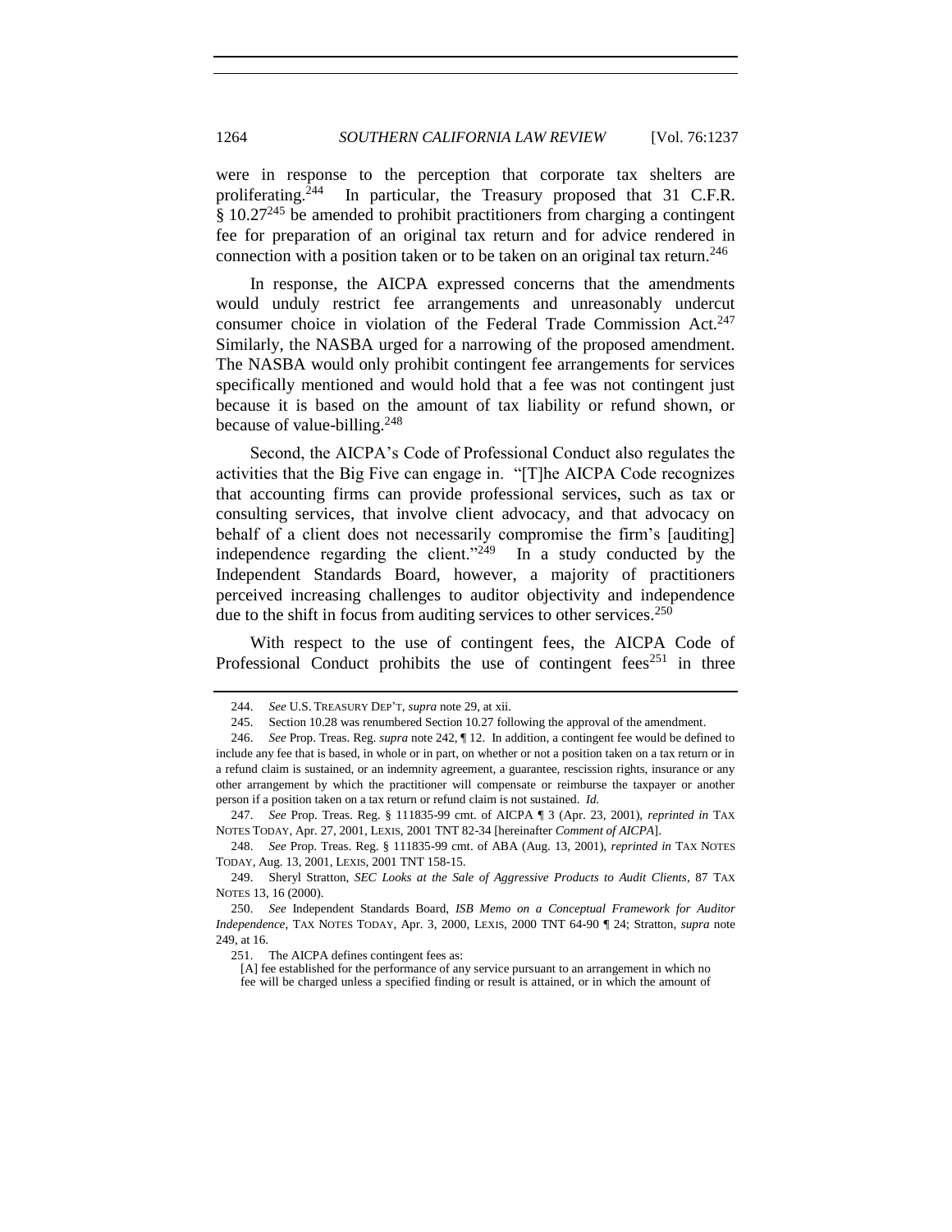were in response to the perception that corporate tax shelters are proliferating.[244] In particular, the Treasury proposed that 31 C.F.R. § 10.27[245] be amended to prohibit practitioners from charging a contingent fee for preparation of an original tax return and for advice rendered in connection with a position taken or to be taken on an original tax return.[246]

In response, the AICPA expressed concerns that the amendments would unduly restrict fee arrangements and unreasonably undercut consumer choice in violation of the Federal Trade Commission Act.[247] Similarly, the NASBA urged for a narrowing of the proposed amendment. The NASBA would only prohibit contingent fee arrangements for services specifically mentioned and would hold that a fee was not contingent just because it is based on the amount of tax liability or refund shown, or because of value-billing.[248]

Second, the AICPA's Code of Professional Conduct also regulates the activities that the Big Five can engage in. "[T]he AICPA Code recognizes that accounting firms can provide professional services, such as tax or consulting services, that involve client advocacy, and that advocacy on behalf of a client does not necessarily compromise the firm's [auditing] independence regarding the client."[249] In a study conducted by the Independent Standards Board, however, a majority of practitioners perceived increasing challenges to auditor objectivity and independence due to the shift in focus from auditing services to other services.[250]

With respect to the use of contingent fees, the AICPA Code of Professional Conduct prohibits the use of contingent fees[251] in three

---

244. *See* U.S. TREASURY DEP'T, *supra* note 29, at xii.

245. Section 10.28 was renumbered Section 10.27 following the approval of the amendment.

246. *See* Prop. Treas. Reg. *supra* note 242, ¶ 12. In addition, a contingent fee would be defined to include any fee that is based, in whole or in part, on whether or not a position taken on a tax return or in a refund claim is sustained, or an indemnity agreement, a guarantee, rescission rights, insurance or any other arrangement by which the practitioner will compensate or reimburse the taxpayer or another person if a position taken on a tax return or refund claim is not sustained. *Id.*

247. *See* Prop. Treas. Reg. § 111835-99 cmt. of AICPA ¶ 3 (Apr. 23, 2001), *reprinted in* TAX NOTES TODAY, Apr. 27, 2001, LEXIS, 2001 TNT 82-34 [hereinafter *Comment of AICPA*].

248. *See* Prop. Treas. Reg. § 111835-99 cmt. of ABA (Aug. 13, 2001), *reprinted in* TAX NOTES TODAY, Aug. 13, 2001, LEXIS, 2001 TNT 158-15.

249. Sheryl Stratton, *SEC Looks at the Sale of Aggressive Products to Audit Clients*, 87 TAX NOTES 13, 16 (2000).

250. *See* Independent Standards Board, *ISB Memo on a Conceptual Framework for Auditor Independence*, TAX NOTES TODAY, Apr. 3, 2000, LEXIS, 2000 TNT 64-90 ¶ 24; Stratton, *supra* note 249, at 16.

251. The AICPA defines contingent fees as:

> [A] fee established for the performance of any service pursuant to an arrangement in which no fee will be charged unless a specified finding or result is attained, or in which the amount of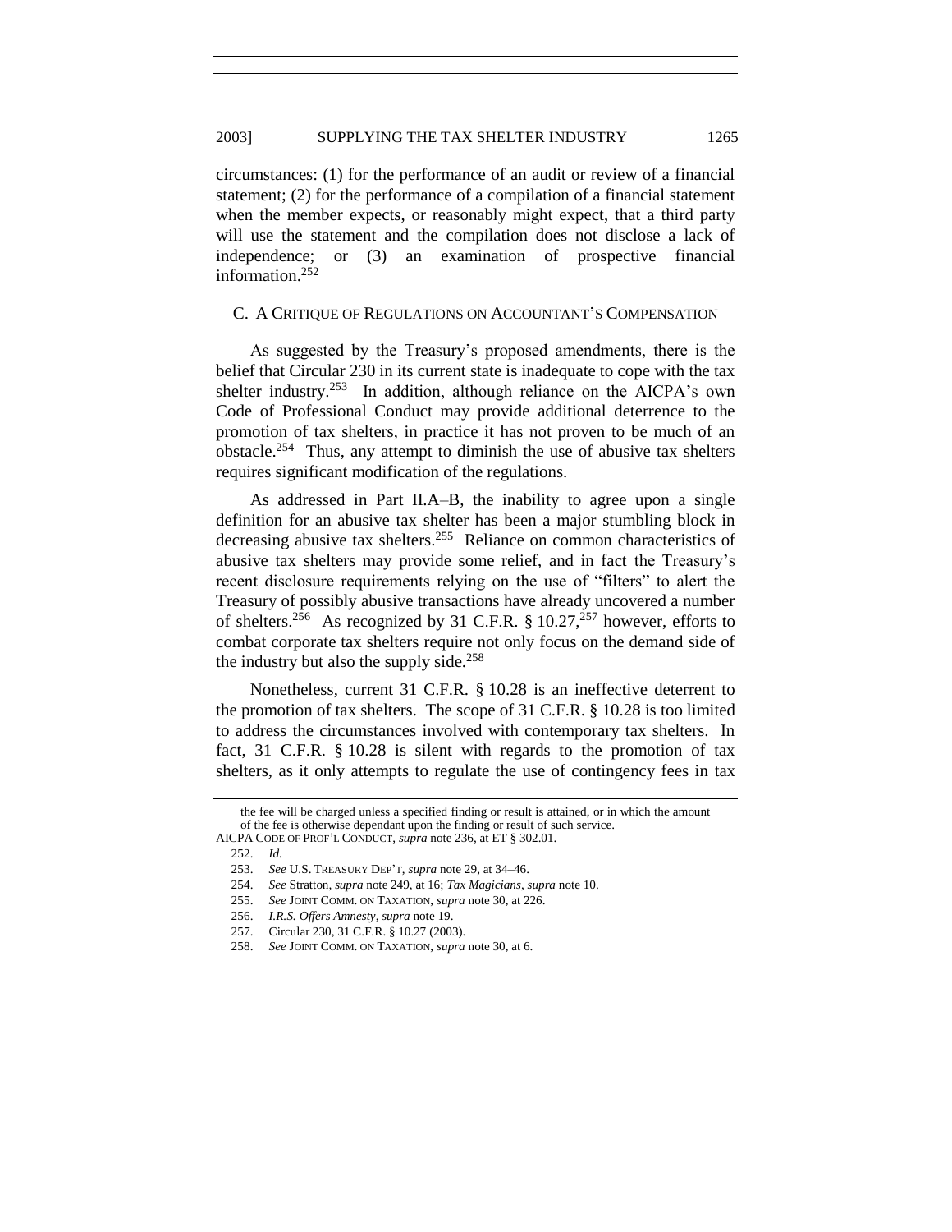circumstances: (1) for the performance of an audit or review of a financial statement; (2) for the performance of a compilation of a financial statement when the member expects, or reasonably might expect, that a third party will use the statement and the compilation does not disclose a lack of independence; or (3) an examination of prospective financial information.[252]

### C. A Critique of Regulations on Accountant's Compensation

As suggested by the Treasury's proposed amendments, there is the belief that Circular 230 in its current state is inadequate to cope with the tax shelter industry.[253] In addition, although reliance on the AICPA's own Code of Professional Conduct may provide additional deterrence to the promotion of tax shelters, in practice it has not proven to be much of an obstacle.[254] Thus, any attempt to diminish the use of abusive tax shelters requires significant modification of the regulations.

As addressed in Part II.A–B, the inability to agree upon a single definition for an abusive tax shelter has been a major stumbling block in decreasing abusive tax shelters.[255] Reliance on common characteristics of abusive tax shelters may provide some relief, and in fact the Treasury's recent disclosure requirements relying on the use of "filters" to alert the Treasury of possibly abusive transactions have already uncovered a number of shelters.[256] As recognized by 31 C.F.R. § 10.27,[257] however, efforts to combat corporate tax shelters require not only focus on the demand side of the industry but also the supply side.[258]

Nonetheless, current 31 C.F.R. § 10.28 is an ineffective deterrent to the promotion of tax shelters. The scope of 31 C.F.R. § 10.28 is too limited to address the circumstances involved with contemporary tax shelters. In fact, 31 C.F.R. § 10.28 is silent with regards to the promotion of tax shelters, as it only attempts to regulate the use of contingency fees in tax

---

the fee will be charged unless a specified finding or result is attained, or in which the amount of the fee is otherwise dependant upon the finding or result of such service.

AICPA Code of Prof'l Conduct, *supra* note 236, at ET § 302.01.

252. *Id.*

253. *See* U.S. Treasury Dep't, *supra* note 29, at 34–46.

254. *See* Stratton, *supra* note 249, at 16; *Tax Magicians*, *supra* note 10.

255. *See* Joint Comm. on Taxation, *supra* note 30, at 226.

256. *I.R.S. Offers Amnesty*, *supra* note 19.

257. Circular 230, 31 C.F.R. § 10.27 (2003).

258. *See* Joint Comm. on Taxation, *supra* note 30, at 6.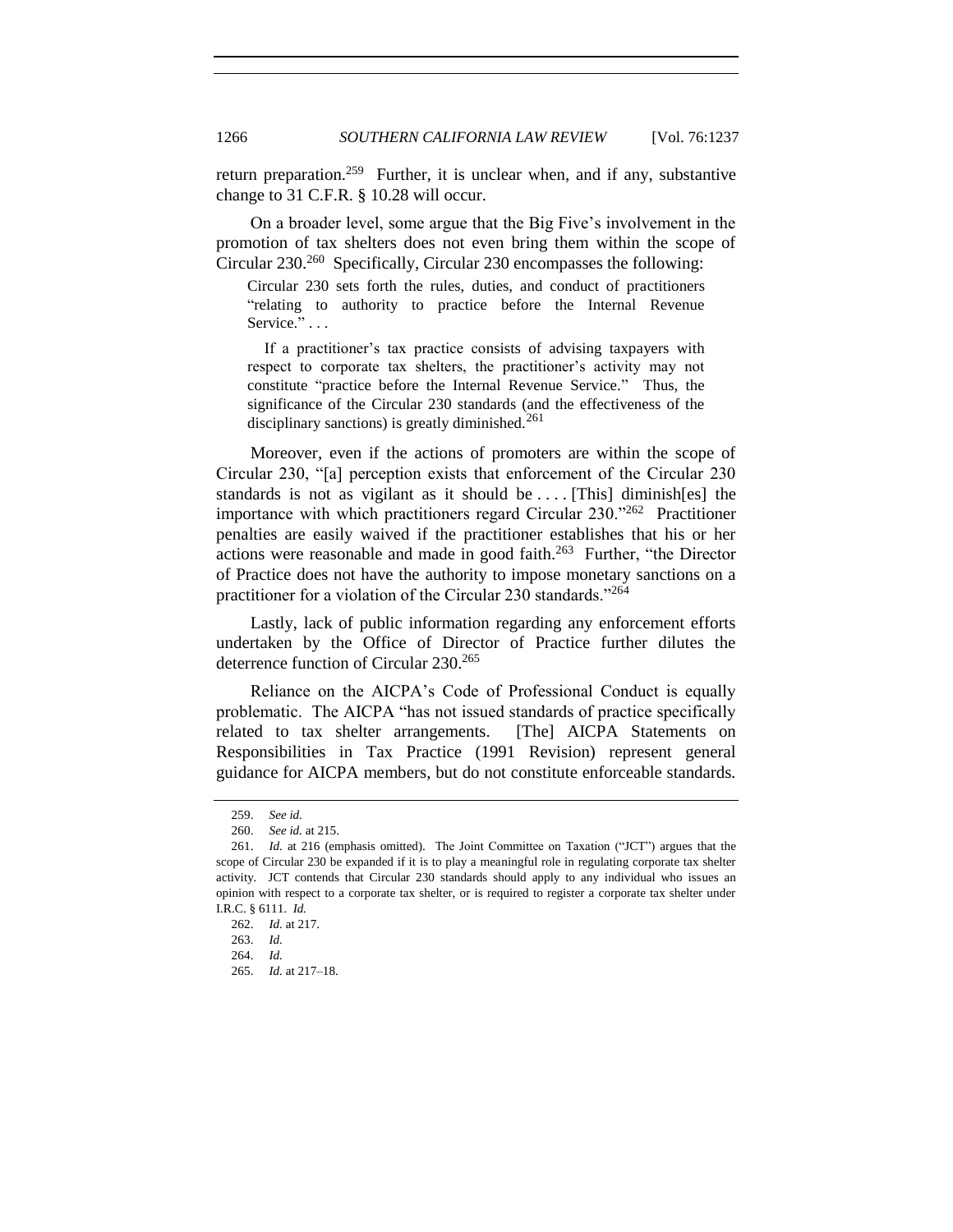return preparation.[259] Further, it is unclear when, and if any, substantive change to 31 C.F.R. § 10.28 will occur.

On a broader level, some argue that the Big Five's involvement in the promotion of tax shelters does not even bring them within the scope of Circular 230.[260] Specifically, Circular 230 encompasses the following:

> Circular 230 sets forth the rules, duties, and conduct of practitioners "relating to authority to practice before the Internal Revenue Service." . . .
>
> If a practitioner's tax practice consists of advising taxpayers with respect to corporate tax shelters, the practitioner's activity may not constitute "practice before the Internal Revenue Service." Thus, the significance of the Circular 230 standards (and the effectiveness of the disciplinary sanctions) is greatly diminished.[261]

Moreover, even if the actions of promoters are within the scope of Circular 230, "[a] perception exists that enforcement of the Circular 230 standards is not as vigilant as it should be . . . . [This] diminish[es] the importance with which practitioners regard Circular 230."[262] Practitioner penalties are easily waived if the practitioner establishes that his or her actions were reasonable and made in good faith.[263] Further, "the Director of Practice does not have the authority to impose monetary sanctions on a practitioner for a violation of the Circular 230 standards."[264]

Lastly, lack of public information regarding any enforcement efforts undertaken by the Office of Director of Practice further dilutes the deterrence function of Circular 230.[265]

Reliance on the AICPA's Code of Professional Conduct is equally problematic. The AICPA "has not issued standards of practice specifically related to tax shelter arrangements. [The] AICPA Statements on Responsibilities in Tax Practice (1991 Revision) represent general guidance for AICPA members, but do not constitute enforceable standards.

---

259. *See id.*

260. *See id.* at 215.

261. *Id.* at 216 (emphasis omitted). The Joint Committee on Taxation ("JCT") argues that the scope of Circular 230 be expanded if it is to play a meaningful role in regulating corporate tax shelter activity. JCT contends that Circular 230 standards should apply to any individual who issues an opinion with respect to a corporate tax shelter, or is required to register a corporate tax shelter under I.R.C. § 6111. *Id.*

262. *Id.* at 217.

263. *Id.*

264. *Id.*

265. *Id.* at 217–18.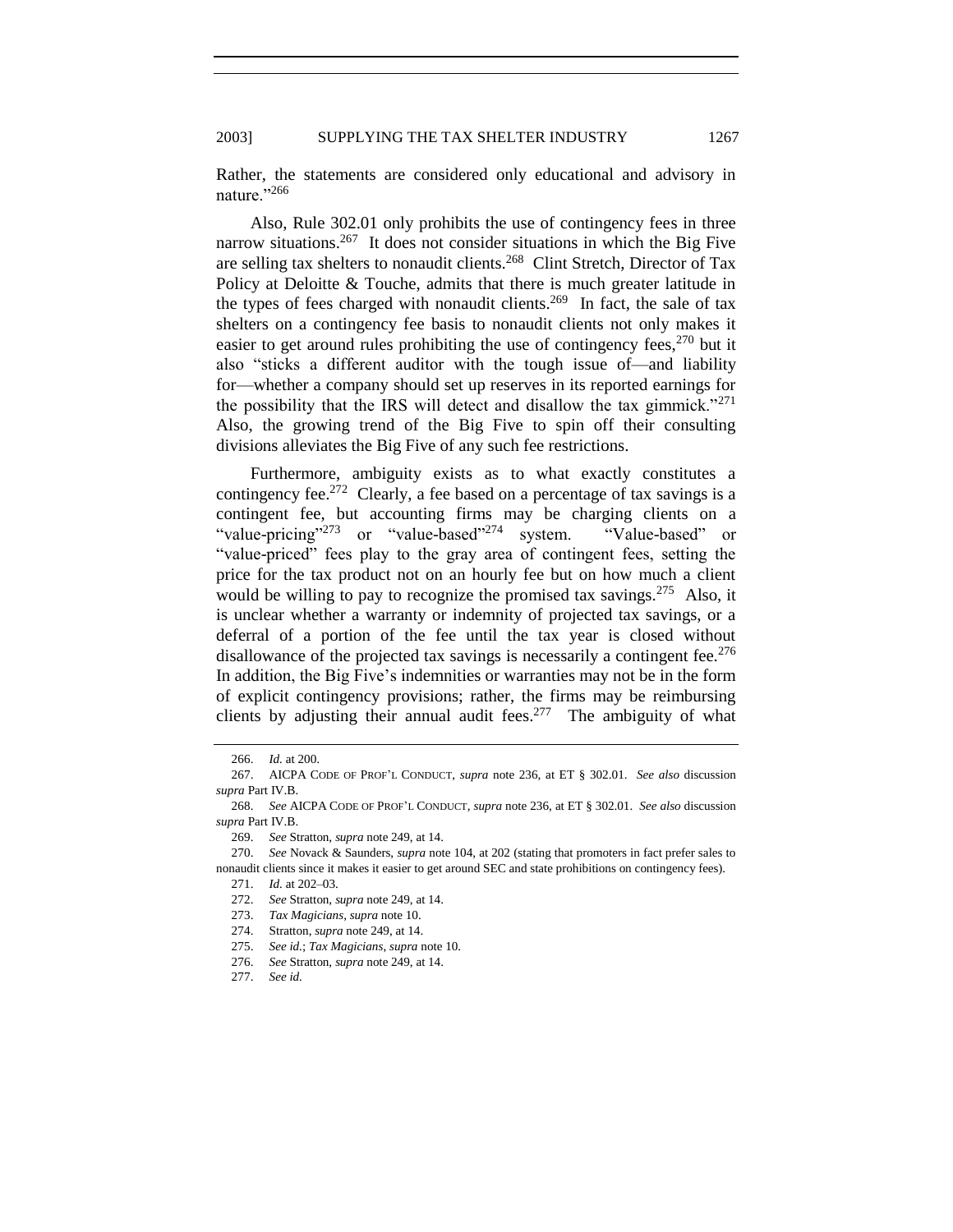Rather, the statements are considered only educational and advisory in nature."[266]

Also, Rule 302.01 only prohibits the use of contingency fees in three narrow situations.[267] It does not consider situations in which the Big Five are selling tax shelters to nonaudit clients.[268] Clint Stretch, Director of Tax Policy at Deloitte & Touche, admits that there is much greater latitude in the types of fees charged with nonaudit clients.[269] In fact, the sale of tax shelters on a contingency fee basis to nonaudit clients not only makes it easier to get around rules prohibiting the use of contingency fees,[270] but it also "sticks a different auditor with the tough issue of—and liability for—whether a company should set up reserves in its reported earnings for the possibility that the IRS will detect and disallow the tax gimmick."[271] Also, the growing trend of the Big Five to spin off their consulting divisions alleviates the Big Five of any such fee restrictions.

Furthermore, ambiguity exists as to what exactly constitutes a contingency fee.[272] Clearly, a fee based on a percentage of tax savings is a contingent fee, but accounting firms may be charging clients on a "value-pricing"[273] or "value-based"[274] system. "Value-based" or "value-priced" fees play to the gray area of contingent fees, setting the price for the tax product not on an hourly fee but on how much a client would be willing to pay to recognize the promised tax savings.[275] Also, it is unclear whether a warranty or indemnity of projected tax savings, or a deferral of a portion of the fee until the tax year is closed without disallowance of the projected tax savings is necessarily a contingent fee.[276] In addition, the Big Five's indemnities or warranties may not be in the form of explicit contingency provisions; rather, the firms may be reimbursing clients by adjusting their annual audit fees.[277] The ambiguity of what

---

266. *Id.* at 200.

267. AICPA CODE OF PROF'L CONDUCT, *supra* note 236, at ET § 302.01. *See also* discussion *supra* Part IV.B.

268. *See* AICPA CODE OF PROF'L CONDUCT, *supra* note 236, at ET § 302.01. *See also* discussion *supra* Part IV.B.

269. *See* Stratton, *supra* note 249, at 14.

270. *See* Novack & Saunders, *supra* note 104, at 202 (stating that promoters in fact prefer sales to nonaudit clients since it makes it easier to get around SEC and state prohibitions on contingency fees).

271. *Id.* at 202–03.

272. *See* Stratton, *supra* note 249, at 14.

273. *Tax Magicians*, *supra* note 10.

274. Stratton, *supra* note 249, at 14.

275. *See id.*; *Tax Magicians*, *supra* note 10.

276. *See* Stratton, *supra* note 249, at 14.

277. *See id.*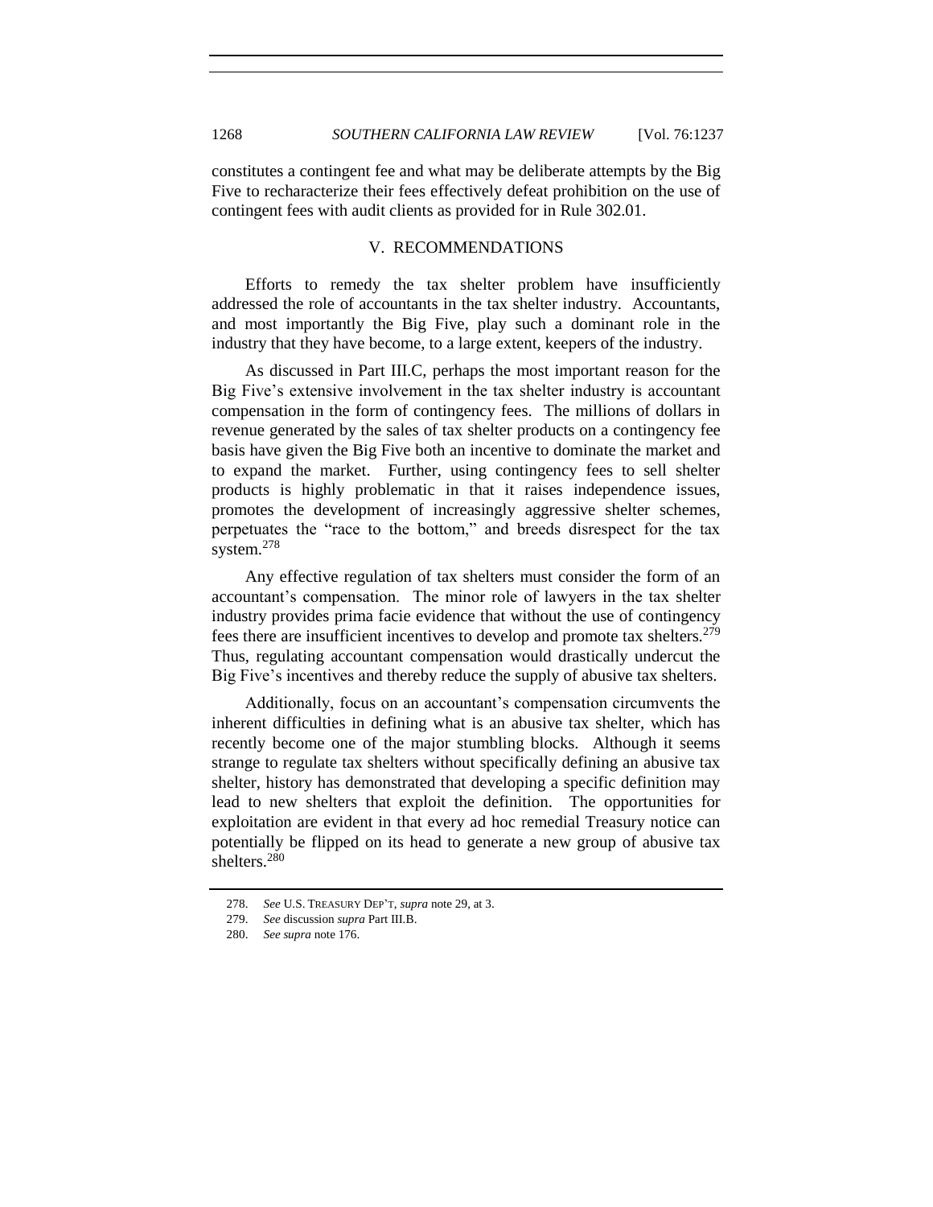constitutes a contingent fee and what may be deliberate attempts by the Big Five to recharacterize their fees effectively defeat prohibition on the use of contingent fees with audit clients as provided for in Rule 302.01.

## V. RECOMMENDATIONS

Efforts to remedy the tax shelter problem have insufficiently addressed the role of accountants in the tax shelter industry. Accountants, and most importantly the Big Five, play such a dominant role in the industry that they have become, to a large extent, keepers of the industry.

As discussed in Part III.C, perhaps the most important reason for the Big Five's extensive involvement in the tax shelter industry is accountant compensation in the form of contingency fees. The millions of dollars in revenue generated by the sales of tax shelter products on a contingency fee basis have given the Big Five both an incentive to dominate the market and to expand the market. Further, using contingency fees to sell shelter products is highly problematic in that it raises independence issues, promotes the development of increasingly aggressive shelter schemes, perpetuates the "race to the bottom," and breeds disrespect for the tax system.[278]

Any effective regulation of tax shelters must consider the form of an accountant's compensation. The minor role of lawyers in the tax shelter industry provides prima facie evidence that without the use of contingency fees there are insufficient incentives to develop and promote tax shelters.[279] Thus, regulating accountant compensation would drastically undercut the Big Five's incentives and thereby reduce the supply of abusive tax shelters.

Additionally, focus on an accountant's compensation circumvents the inherent difficulties in defining what is an abusive tax shelter, which has recently become one of the major stumbling blocks. Although it seems strange to regulate tax shelters without specifically defining an abusive tax shelter, history has demonstrated that developing a specific definition may lead to new shelters that exploit the definition. The opportunities for exploitation are evident in that every ad hoc remedial Treasury notice can potentially be flipped on its head to generate a new group of abusive tax shelters.[280]

---

278. *See* U.S. TREASURY DEP'T, *supra* note 29, at 3.

279. *See* discussion *supra* Part III.B.

280. *See supra* note 176.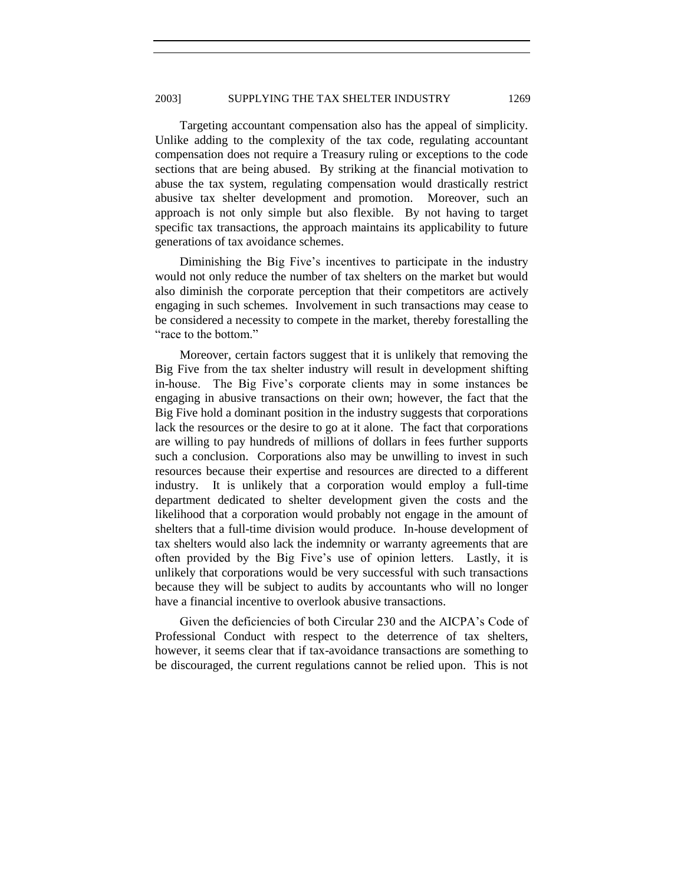Targeting accountant compensation also has the appeal of simplicity. Unlike adding to the complexity of the tax code, regulating accountant compensation does not require a Treasury ruling or exceptions to the code sections that are being abused. By striking at the financial motivation to abuse the tax system, regulating compensation would drastically restrict abusive tax shelter development and promotion. Moreover, such an approach is not only simple but also flexible. By not having to target specific tax transactions, the approach maintains its applicability to future generations of tax avoidance schemes.

Diminishing the Big Five's incentives to participate in the industry would not only reduce the number of tax shelters on the market but would also diminish the corporate perception that their competitors are actively engaging in such schemes. Involvement in such transactions may cease to be considered a necessity to compete in the market, thereby forestalling the "race to the bottom."

Moreover, certain factors suggest that it is unlikely that removing the Big Five from the tax shelter industry will result in development shifting in-house. The Big Five's corporate clients may in some instances be engaging in abusive transactions on their own; however, the fact that the Big Five hold a dominant position in the industry suggests that corporations lack the resources or the desire to go at it alone. The fact that corporations are willing to pay hundreds of millions of dollars in fees further supports such a conclusion. Corporations also may be unwilling to invest in such resources because their expertise and resources are directed to a different industry. It is unlikely that a corporation would employ a full-time department dedicated to shelter development given the costs and the likelihood that a corporation would probably not engage in the amount of shelters that a full-time division would produce. In-house development of tax shelters would also lack the indemnity or warranty agreements that are often provided by the Big Five's use of opinion letters. Lastly, it is unlikely that corporations would be very successful with such transactions because they will be subject to audits by accountants who will no longer have a financial incentive to overlook abusive transactions.

Given the deficiencies of both Circular 230 and the AICPA's Code of Professional Conduct with respect to the deterrence of tax shelters, however, it seems clear that if tax-avoidance transactions are something to be discouraged, the current regulations cannot be relied upon. This is not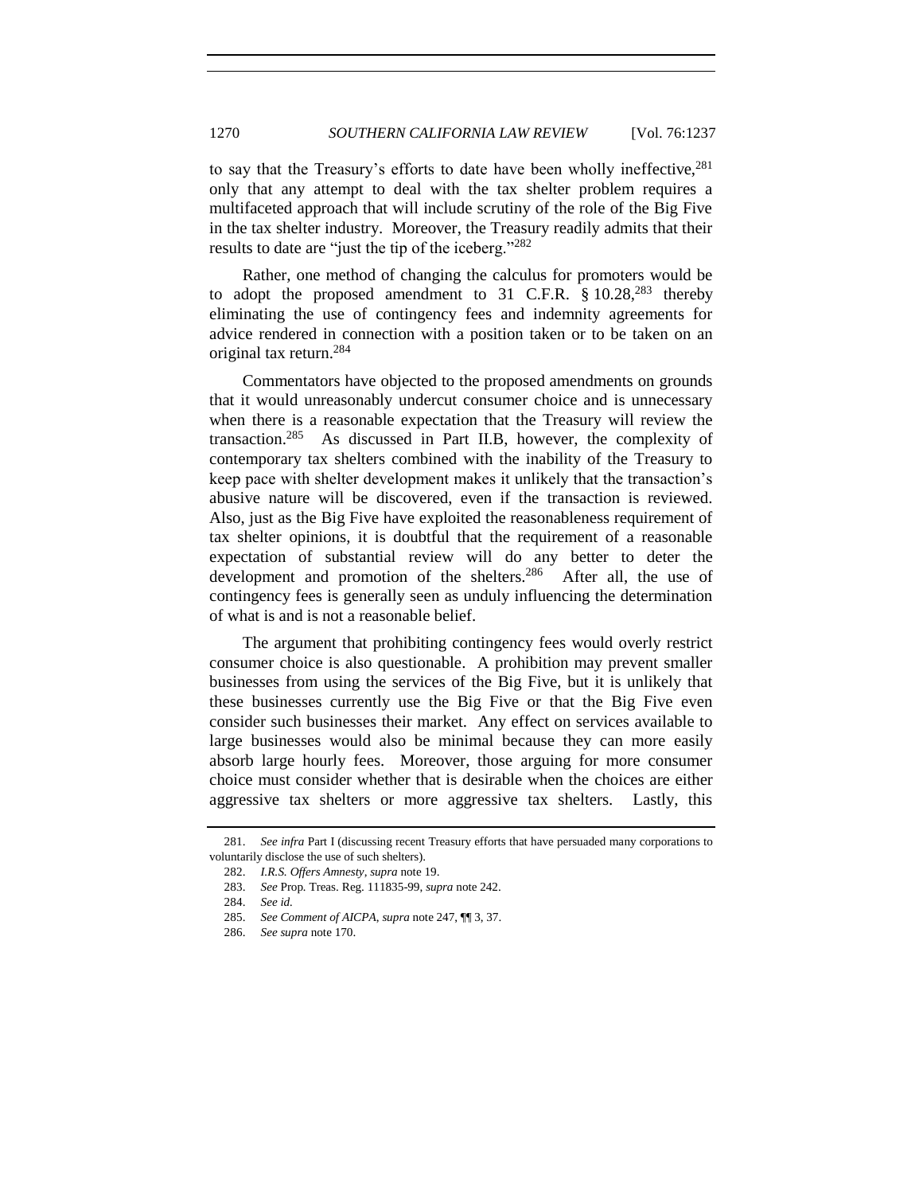to say that the Treasury's efforts to date have been wholly ineffective,[281] only that any attempt to deal with the tax shelter problem requires a multifaceted approach that will include scrutiny of the role of the Big Five in the tax shelter industry. Moreover, the Treasury readily admits that their results to date are "just the tip of the iceberg."[282]

Rather, one method of changing the calculus for promoters would be to adopt the proposed amendment to 31 C.F.R. § 10.28,[283] thereby eliminating the use of contingency fees and indemnity agreements for advice rendered in connection with a position taken or to be taken on an original tax return.[284]

Commentators have objected to the proposed amendments on grounds that it would unreasonably undercut consumer choice and is unnecessary when there is a reasonable expectation that the Treasury will review the transaction.[285] As discussed in Part II.B, however, the complexity of contemporary tax shelters combined with the inability of the Treasury to keep pace with shelter development makes it unlikely that the transaction's abusive nature will be discovered, even if the transaction is reviewed. Also, just as the Big Five have exploited the reasonableness requirement of tax shelter opinions, it is doubtful that the requirement of a reasonable expectation of substantial review will do any better to deter the development and promotion of the shelters.[286] After all, the use of contingency fees is generally seen as unduly influencing the determination of what is and is not a reasonable belief.

The argument that prohibiting contingency fees would overly restrict consumer choice is also questionable. A prohibition may prevent smaller businesses from using the services of the Big Five, but it is unlikely that these businesses currently use the Big Five or that the Big Five even consider such businesses their market. Any effect on services available to large businesses would also be minimal because they can more easily absorb large hourly fees. Moreover, those arguing for more consumer choice must consider whether that is desirable when the choices are either aggressive tax shelters or more aggressive tax shelters. Lastly, this

---

281. *See infra* Part I (discussing recent Treasury efforts that have persuaded many corporations to voluntarily disclose the use of such shelters).

282. *I.R.S. Offers Amnesty*, *supra* note 19.

283. *See* Prop. Treas. Reg. 111835-99, *supra* note 242.

284. *See id.*

285. *See Comment of AICPA*, *supra* note 247, ¶¶ 3, 37.

286. *See supra* note 170.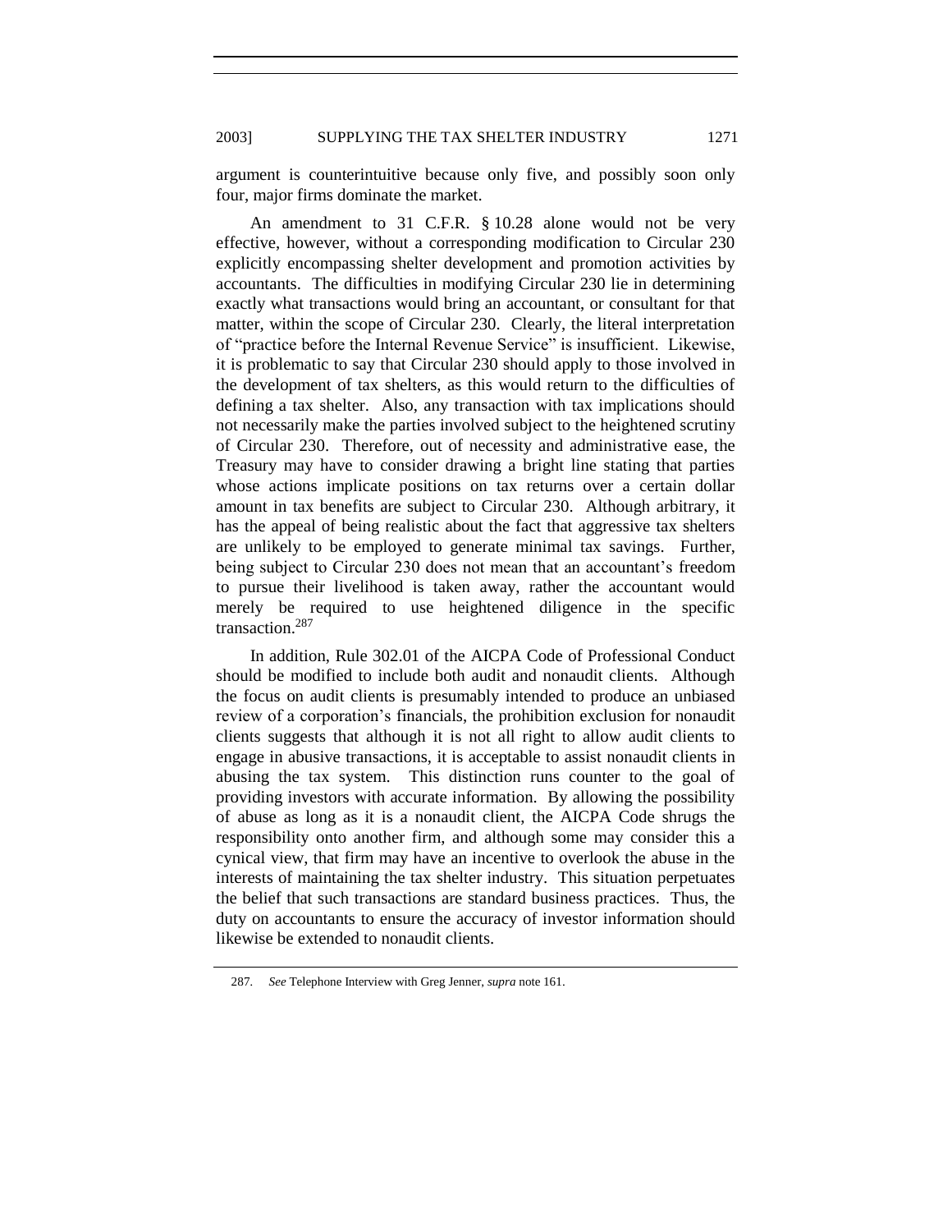argument is counterintuitive because only five, and possibly soon only four, major firms dominate the market.

An amendment to 31 C.F.R. § 10.28 alone would not be very effective, however, without a corresponding modification to Circular 230 explicitly encompassing shelter development and promotion activities by accountants. The difficulties in modifying Circular 230 lie in determining exactly what transactions would bring an accountant, or consultant for that matter, within the scope of Circular 230. Clearly, the literal interpretation of "practice before the Internal Revenue Service" is insufficient. Likewise, it is problematic to say that Circular 230 should apply to those involved in the development of tax shelters, as this would return to the difficulties of defining a tax shelter. Also, any transaction with tax implications should not necessarily make the parties involved subject to the heightened scrutiny of Circular 230. Therefore, out of necessity and administrative ease, the Treasury may have to consider drawing a bright line stating that parties whose actions implicate positions on tax returns over a certain dollar amount in tax benefits are subject to Circular 230. Although arbitrary, it has the appeal of being realistic about the fact that aggressive tax shelters are unlikely to be employed to generate minimal tax savings. Further, being subject to Circular 230 does not mean that an accountant's freedom to pursue their livelihood is taken away, rather the accountant would merely be required to use heightened diligence in the specific transaction.[287]

In addition, Rule 302.01 of the AICPA Code of Professional Conduct should be modified to include both audit and nonaudit clients. Although the focus on audit clients is presumably intended to produce an unbiased review of a corporation's financials, the prohibition exclusion for nonaudit clients suggests that although it is not all right to allow audit clients to engage in abusive transactions, it is acceptable to assist nonaudit clients in abusing the tax system. This distinction runs counter to the goal of providing investors with accurate information. By allowing the possibility of abuse as long as it is a nonaudit client, the AICPA Code shrugs the responsibility onto another firm, and although some may consider this a cynical view, that firm may have an incentive to overlook the abuse in the interests of maintaining the tax shelter industry. This situation perpetuates the belief that such transactions are standard business practices. Thus, the duty on accountants to ensure the accuracy of investor information should likewise be extended to nonaudit clients.

---

287. *See* Telephone Interview with Greg Jenner, *supra* note 161.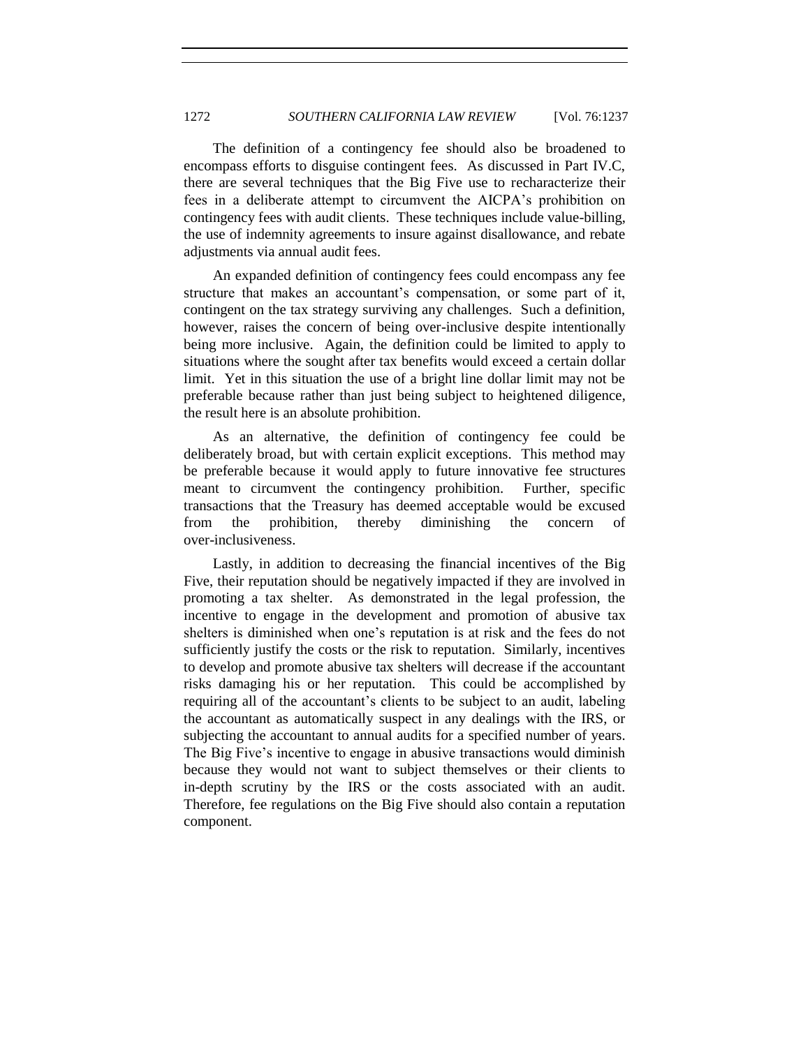The definition of a contingency fee should also be broadened to encompass efforts to disguise contingent fees. As discussed in Part IV.C, there are several techniques that the Big Five use to recharacterize their fees in a deliberate attempt to circumvent the AICPA's prohibition on contingency fees with audit clients. These techniques include value-billing, the use of indemnity agreements to insure against disallowance, and rebate adjustments via annual audit fees.

An expanded definition of contingency fees could encompass any fee structure that makes an accountant's compensation, or some part of it, contingent on the tax strategy surviving any challenges. Such a definition, however, raises the concern of being over-inclusive despite intentionally being more inclusive. Again, the definition could be limited to apply to situations where the sought after tax benefits would exceed a certain dollar limit. Yet in this situation the use of a bright line dollar limit may not be preferable because rather than just being subject to heightened diligence, the result here is an absolute prohibition.

As an alternative, the definition of contingency fee could be deliberately broad, but with certain explicit exceptions. This method may be preferable because it would apply to future innovative fee structures meant to circumvent the contingency prohibition. Further, specific transactions that the Treasury has deemed acceptable would be excused from the prohibition, thereby diminishing the concern of over-inclusiveness.

Lastly, in addition to decreasing the financial incentives of the Big Five, their reputation should be negatively impacted if they are involved in promoting a tax shelter. As demonstrated in the legal profession, the incentive to engage in the development and promotion of abusive tax shelters is diminished when one's reputation is at risk and the fees do not sufficiently justify the costs or the risk to reputation. Similarly, incentives to develop and promote abusive tax shelters will decrease if the accountant risks damaging his or her reputation. This could be accomplished by requiring all of the accountant's clients to be subject to an audit, labeling the accountant as automatically suspect in any dealings with the IRS, or subjecting the accountant to annual audits for a specified number of years. The Big Five's incentive to engage in abusive transactions would diminish because they would not want to subject themselves or their clients to in-depth scrutiny by the IRS or the costs associated with an audit. Therefore, fee regulations on the Big Five should also contain a reputation component.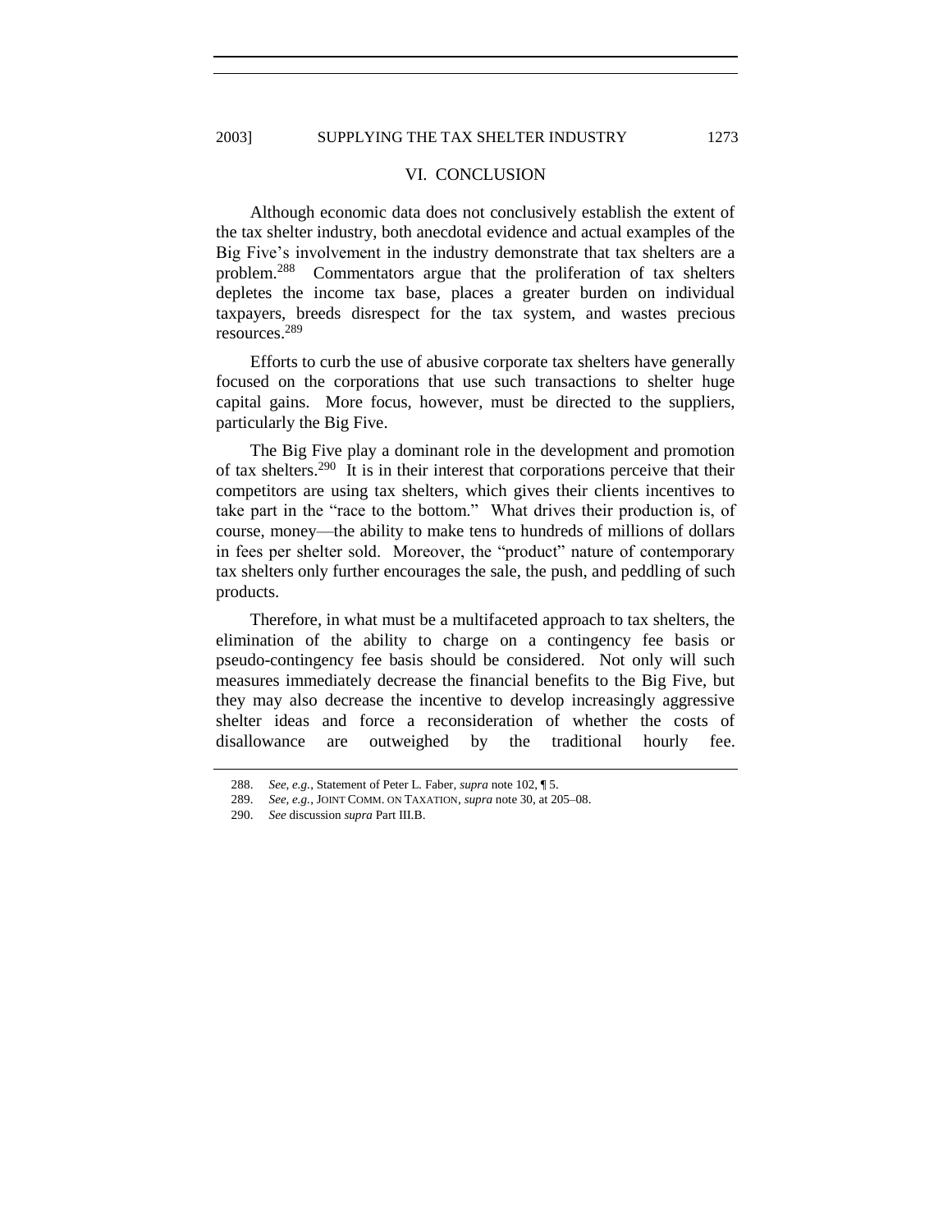## VI. CONCLUSION

Although economic data does not conclusively establish the extent of the tax shelter industry, both anecdotal evidence and actual examples of the Big Five's involvement in the industry demonstrate that tax shelters are a problem.[288] Commentators argue that the proliferation of tax shelters depletes the income tax base, places a greater burden on individual taxpayers, breeds disrespect for the tax system, and wastes precious resources.[289]

Efforts to curb the use of abusive corporate tax shelters have generally focused on the corporations that use such transactions to shelter huge capital gains. More focus, however, must be directed to the suppliers, particularly the Big Five.

The Big Five play a dominant role in the development and promotion of tax shelters.[290] It is in their interest that corporations perceive that their competitors are using tax shelters, which gives their clients incentives to take part in the "race to the bottom." What drives their production is, of course, money—the ability to make tens to hundreds of millions of dollars in fees per shelter sold. Moreover, the "product" nature of contemporary tax shelters only further encourages the sale, the push, and peddling of such products.

Therefore, in what must be a multifaceted approach to tax shelters, the elimination of the ability to charge on a contingency fee basis or pseudo-contingency fee basis should be considered. Not only will such measures immediately decrease the financial benefits to the Big Five, but they may also decrease the incentive to develop increasingly aggressive shelter ideas and force a reconsideration of whether the costs of disallowance are outweighed by the traditional hourly fee.

---

288. *See, e.g.*, Statement of Peter L. Faber, *supra* note 102, ¶ 5.

289. *See, e.g.*, JOINT COMM. ON TAXATION, *supra* note 30, at 205–08.

290. *See* discussion *supra* Part III.B.